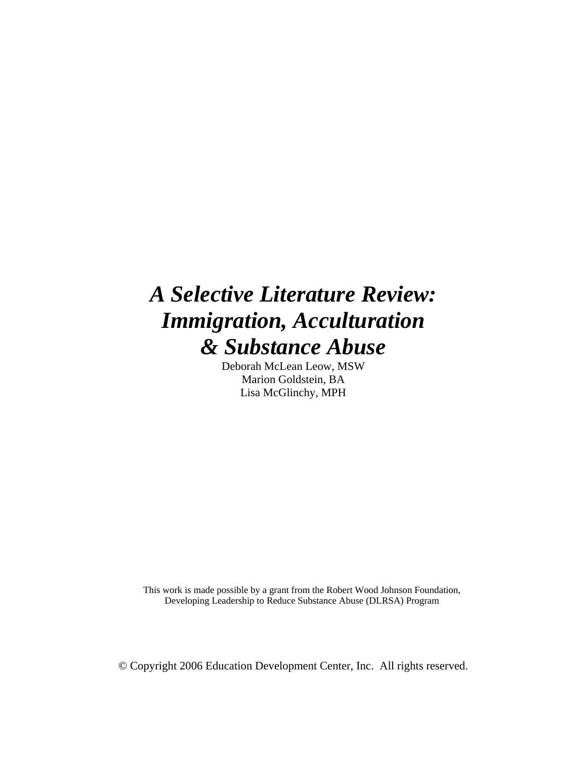# *A Selective Literature Review: Immigration, Acculturation & Substance Abuse*

Deborah McLean Leow, MSW
Marion Goldstein, BA
Lisa McGlinchy, MPH

This work is made possible by a grant from the Robert Wood Johnson Foundation, Developing Leadership to Reduce Substance Abuse (DLRSA) Program

© Copyright 2006 Education Development Center, Inc. All rights reserved.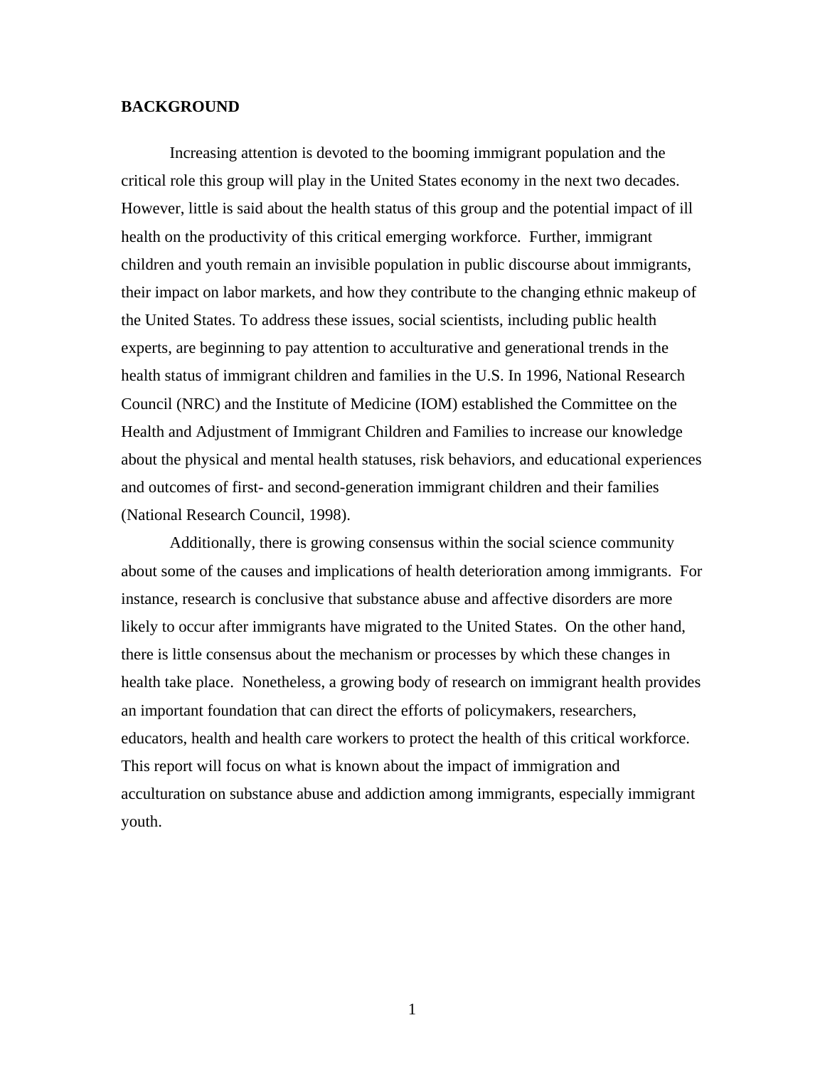## BACKGROUND

Increasing attention is devoted to the booming immigrant population and the critical role this group will play in the United States economy in the next two decades. However, little is said about the health status of this group and the potential impact of ill health on the productivity of this critical emerging workforce. Further, immigrant children and youth remain an invisible population in public discourse about immigrants, their impact on labor markets, and how they contribute to the changing ethnic makeup of the United States. To address these issues, social scientists, including public health experts, are beginning to pay attention to acculturative and generational trends in the health status of immigrant children and families in the U.S. In 1996, National Research Council (NRC) and the Institute of Medicine (IOM) established the Committee on the Health and Adjustment of Immigrant Children and Families to increase our knowledge about the physical and mental health statuses, risk behaviors, and educational experiences and outcomes of first- and second-generation immigrant children and their families (National Research Council, 1998).

Additionally, there is growing consensus within the social science community about some of the causes and implications of health deterioration among immigrants. For instance, research is conclusive that substance abuse and affective disorders are more likely to occur after immigrants have migrated to the United States. On the other hand, there is little consensus about the mechanism or processes by which these changes in health take place. Nonetheless, a growing body of research on immigrant health provides an important foundation that can direct the efforts of policymakers, researchers, educators, health and health care workers to protect the health of this critical workforce. This report will focus on what is known about the impact of immigration and acculturation on substance abuse and addiction among immigrants, especially immigrant youth.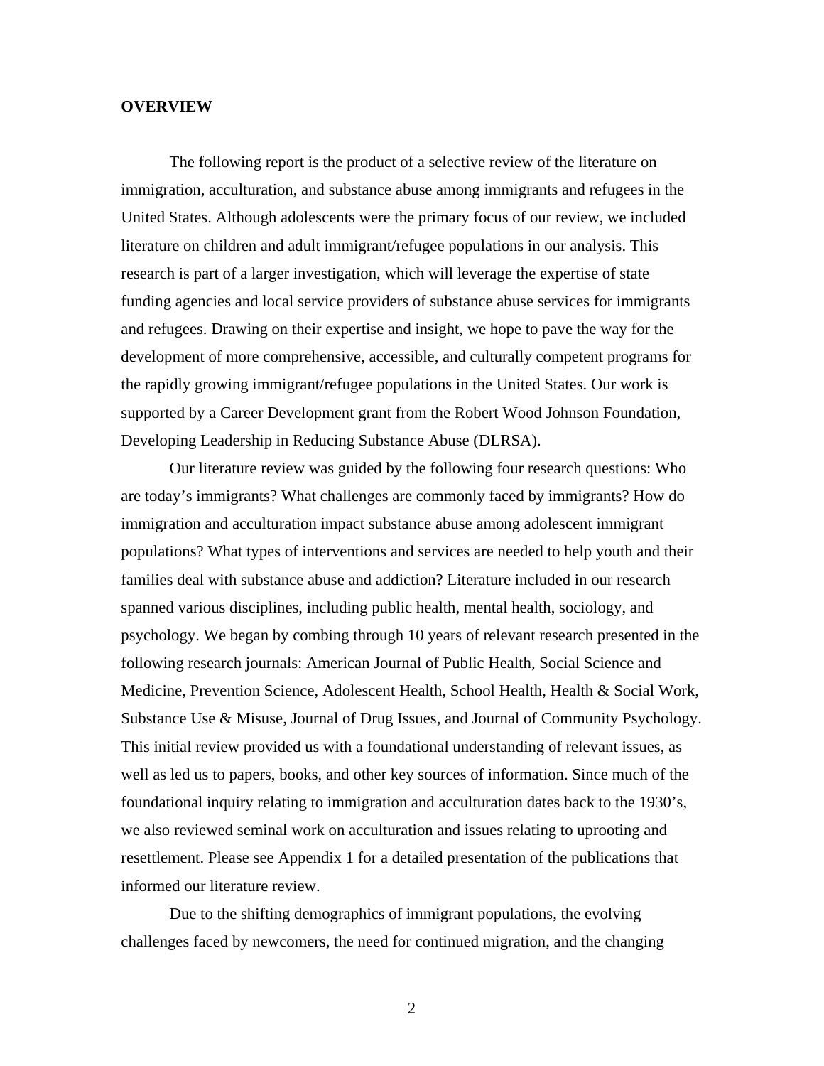**OVERVIEW**

The following report is the product of a selective review of the literature on immigration, acculturation, and substance abuse among immigrants and refugees in the United States. Although adolescents were the primary focus of our review, we included literature on children and adult immigrant/refugee populations in our analysis. This research is part of a larger investigation, which will leverage the expertise of state funding agencies and local service providers of substance abuse services for immigrants and refugees. Drawing on their expertise and insight, we hope to pave the way for the development of more comprehensive, accessible, and culturally competent programs for the rapidly growing immigrant/refugee populations in the United States. Our work is supported by a Career Development grant from the Robert Wood Johnson Foundation, Developing Leadership in Reducing Substance Abuse (DLRSA).

Our literature review was guided by the following four research questions: Who are today's immigrants? What challenges are commonly faced by immigrants? How do immigration and acculturation impact substance abuse among adolescent immigrant populations? What types of interventions and services are needed to help youth and their families deal with substance abuse and addiction? Literature included in our research spanned various disciplines, including public health, mental health, sociology, and psychology. We began by combing through 10 years of relevant research presented in the following research journals: American Journal of Public Health, Social Science and Medicine, Prevention Science, Adolescent Health, School Health, Health & Social Work, Substance Use & Misuse, Journal of Drug Issues, and Journal of Community Psychology. This initial review provided us with a foundational understanding of relevant issues, as well as led us to papers, books, and other key sources of information. Since much of the foundational inquiry relating to immigration and acculturation dates back to the 1930's, we also reviewed seminal work on acculturation and issues relating to uprooting and resettlement. Please see Appendix 1 for a detailed presentation of the publications that informed our literature review.

Due to the shifting demographics of immigrant populations, the evolving challenges faced by newcomers, the need for continued migration, and the changing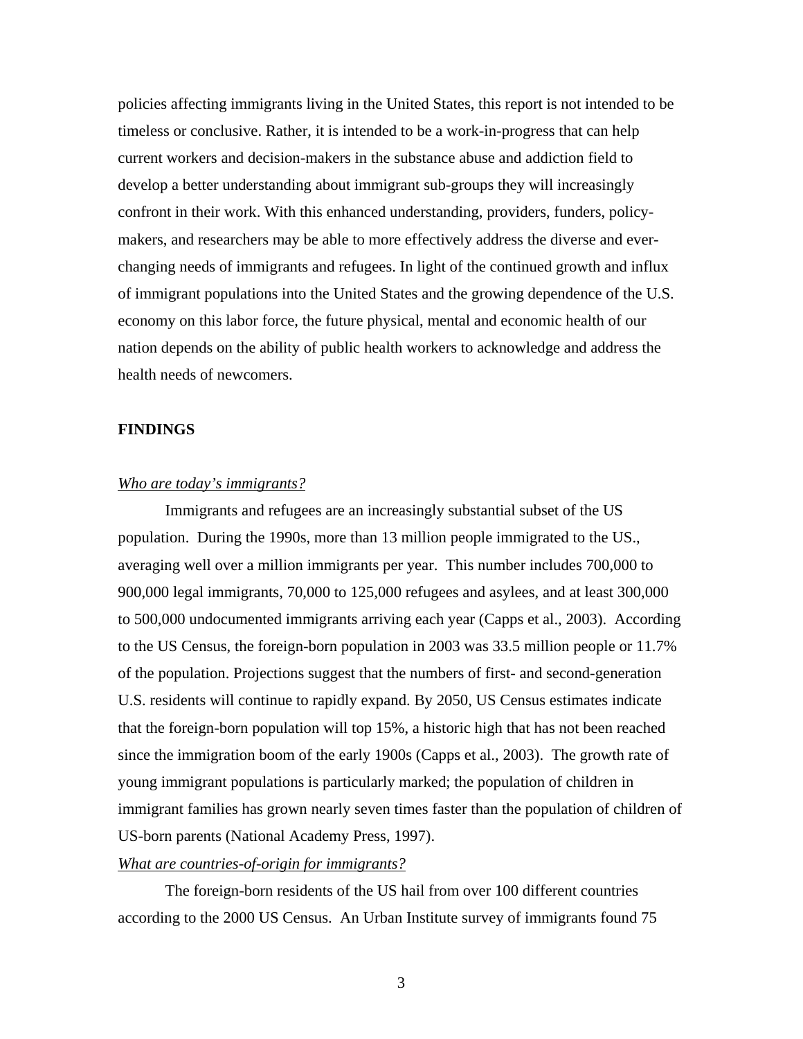policies affecting immigrants living in the United States, this report is not intended to be timeless or conclusive. Rather, it is intended to be a work-in-progress that can help current workers and decision-makers in the substance abuse and addiction field to develop a better understanding about immigrant sub-groups they will increasingly confront in their work. With this enhanced understanding, providers, funders, policy-makers, and researchers may be able to more effectively address the diverse and ever-changing needs of immigrants and refugees. In light of the continued growth and influx of immigrant populations into the United States and the growing dependence of the U.S. economy on this labor force, the future physical, mental and economic health of our nation depends on the ability of public health workers to acknowledge and address the health needs of newcomers.

## FINDINGS

*Who are today's immigrants?*

Immigrants and refugees are an increasingly substantial subset of the US population. During the 1990s, more than 13 million people immigrated to the US., averaging well over a million immigrants per year. This number includes 700,000 to 900,000 legal immigrants, 70,000 to 125,000 refugees and asylees, and at least 300,000 to 500,000 undocumented immigrants arriving each year (Capps et al., 2003). According to the US Census, the foreign-born population in 2003 was 33.5 million people or 11.7% of the population. Projections suggest that the numbers of first- and second-generation U.S. residents will continue to rapidly expand. By 2050, US Census estimates indicate that the foreign-born population will top 15%, a historic high that has not been reached since the immigration boom of the early 1900s (Capps et al., 2003). The growth rate of young immigrant populations is particularly marked; the population of children in immigrant families has grown nearly seven times faster than the population of children of US-born parents (National Academy Press, 1997).

*What are countries-of-origin for immigrants?*

The foreign-born residents of the US hail from over 100 different countries according to the 2000 US Census. An Urban Institute survey of immigrants found 75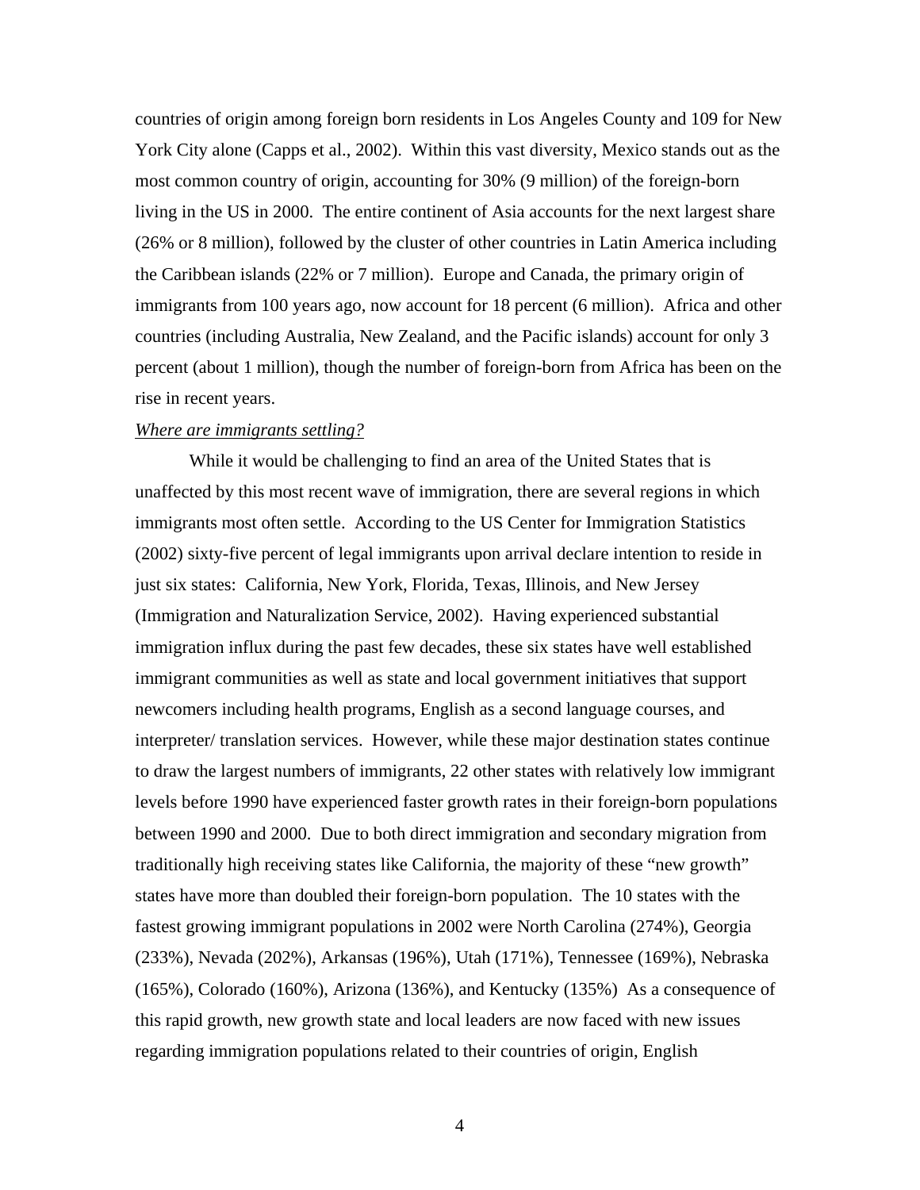countries of origin among foreign born residents in Los Angeles County and 109 for New York City alone (Capps et al., 2002). Within this vast diversity, Mexico stands out as the most common country of origin, accounting for 30% (9 million) of the foreign-born living in the US in 2000. The entire continent of Asia accounts for the next largest share (26% or 8 million), followed by the cluster of other countries in Latin America including the Caribbean islands (22% or 7 million). Europe and Canada, the primary origin of immigrants from 100 years ago, now account for 18 percent (6 million). Africa and other countries (including Australia, New Zealand, and the Pacific islands) account for only 3 percent (about 1 million), though the number of foreign-born from Africa has been on the rise in recent years.

*Where are immigrants settling?*

While it would be challenging to find an area of the United States that is unaffected by this most recent wave of immigration, there are several regions in which immigrants most often settle. According to the US Center for Immigration Statistics (2002) sixty-five percent of legal immigrants upon arrival declare intention to reside in just six states: California, New York, Florida, Texas, Illinois, and New Jersey (Immigration and Naturalization Service, 2002). Having experienced substantial immigration influx during the past few decades, these six states have well established immigrant communities as well as state and local government initiatives that support newcomers including health programs, English as a second language courses, and interpreter/ translation services. However, while these major destination states continue to draw the largest numbers of immigrants, 22 other states with relatively low immigrant levels before 1990 have experienced faster growth rates in their foreign-born populations between 1990 and 2000. Due to both direct immigration and secondary migration from traditionally high receiving states like California, the majority of these "new growth" states have more than doubled their foreign-born population. The 10 states with the fastest growing immigrant populations in 2002 were North Carolina (274%), Georgia (233%), Nevada (202%), Arkansas (196%), Utah (171%), Tennessee (169%), Nebraska (165%), Colorado (160%), Arizona (136%), and Kentucky (135%) As a consequence of this rapid growth, new growth state and local leaders are now faced with new issues regarding immigration populations related to their countries of origin, English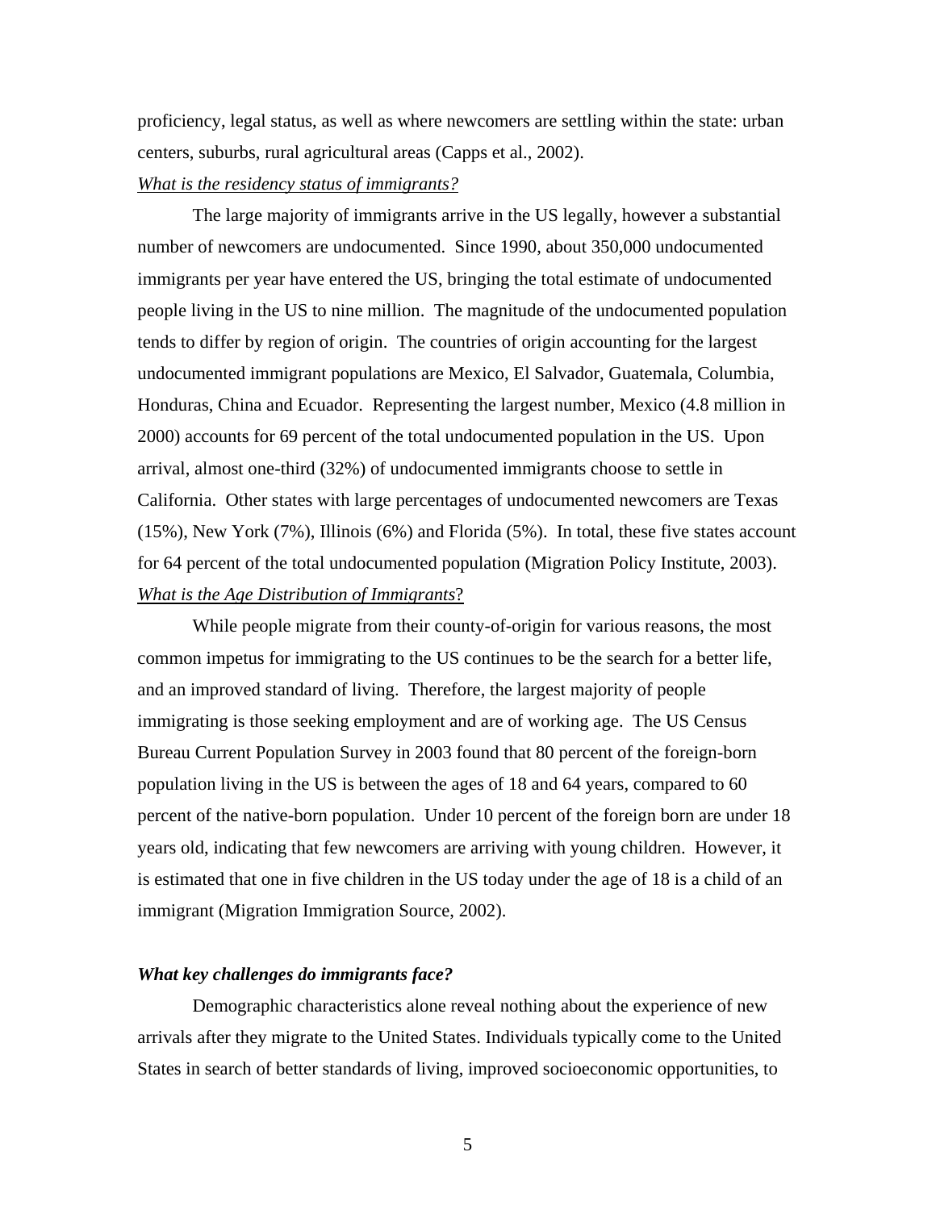proficiency, legal status, as well as where newcomers are settling within the state: urban centers, suburbs, rural agricultural areas (Capps et al., 2002).

*What is the residency status of immigrants?*

The large majority of immigrants arrive in the US legally, however a substantial number of newcomers are undocumented. Since 1990, about 350,000 undocumented immigrants per year have entered the US, bringing the total estimate of undocumented people living in the US to nine million. The magnitude of the undocumented population tends to differ by region of origin. The countries of origin accounting for the largest undocumented immigrant populations are Mexico, El Salvador, Guatemala, Columbia, Honduras, China and Ecuador. Representing the largest number, Mexico (4.8 million in 2000) accounts for 69 percent of the total undocumented population in the US. Upon arrival, almost one-third (32%) of undocumented immigrants choose to settle in California. Other states with large percentages of undocumented newcomers are Texas (15%), New York (7%), Illinois (6%) and Florida (5%). In total, these five states account for 64 percent of the total undocumented population (Migration Policy Institute, 2003).

*What is the Age Distribution of Immigrants*?

While people migrate from their county-of-origin for various reasons, the most common impetus for immigrating to the US continues to be the search for a better life, and an improved standard of living. Therefore, the largest majority of people immigrating is those seeking employment and are of working age. The US Census Bureau Current Population Survey in 2003 found that 80 percent of the foreign-born population living in the US is between the ages of 18 and 64 years, compared to 60 percent of the native-born population. Under 10 percent of the foreign born are under 18 years old, indicating that few newcomers are arriving with young children. However, it is estimated that one in five children in the US today under the age of 18 is a child of an immigrant (Migration Immigration Source, 2002).

### *What key challenges do immigrants face?*

Demographic characteristics alone reveal nothing about the experience of new arrivals after they migrate to the United States. Individuals typically come to the United States in search of better standards of living, improved socioeconomic opportunities, to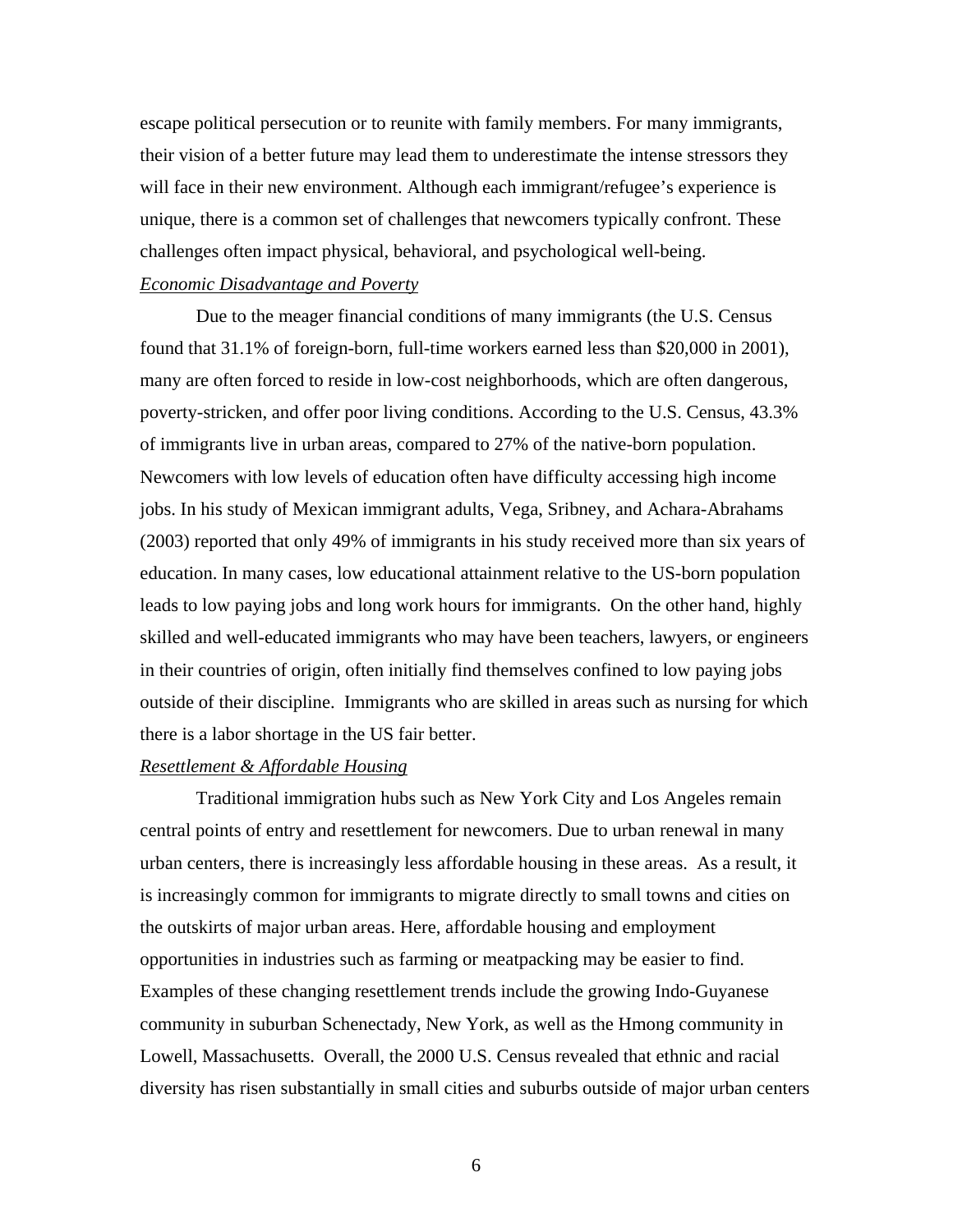escape political persecution or to reunite with family members. For many immigrants, their vision of a better future may lead them to underestimate the intense stressors they will face in their new environment. Although each immigrant/refugee's experience is unique, there is a common set of challenges that newcomers typically confront. These challenges often impact physical, behavioral, and psychological well-being.

*Economic Disadvantage and Poverty*

Due to the meager financial conditions of many immigrants (the U.S. Census found that 31.1% of foreign-born, full-time workers earned less than $20,000 in 2001), many are often forced to reside in low-cost neighborhoods, which are often dangerous, poverty-stricken, and offer poor living conditions. According to the U.S. Census, 43.3% of immigrants live in urban areas, compared to 27% of the native-born population. Newcomers with low levels of education often have difficulty accessing high income jobs. In his study of Mexican immigrant adults, Vega, Sribney, and Achara-Abrahams (2003) reported that only 49% of immigrants in his study received more than six years of education. In many cases, low educational attainment relative to the US-born population leads to low paying jobs and long work hours for immigrants. On the other hand, highly skilled and well-educated immigrants who may have been teachers, lawyers, or engineers in their countries of origin, often initially find themselves confined to low paying jobs outside of their discipline. Immigrants who are skilled in areas such as nursing for which there is a labor shortage in the US fair better.

*Resettlement & Affordable Housing*

Traditional immigration hubs such as New York City and Los Angeles remain central points of entry and resettlement for newcomers. Due to urban renewal in many urban centers, there is increasingly less affordable housing in these areas. As a result, it is increasingly common for immigrants to migrate directly to small towns and cities on the outskirts of major urban areas. Here, affordable housing and employment opportunities in industries such as farming or meatpacking may be easier to find. Examples of these changing resettlement trends include the growing Indo-Guyanese community in suburban Schenectady, New York, as well as the Hmong community in Lowell, Massachusetts. Overall, the 2000 U.S. Census revealed that ethnic and racial diversity has risen substantially in small cities and suburbs outside of major urban centers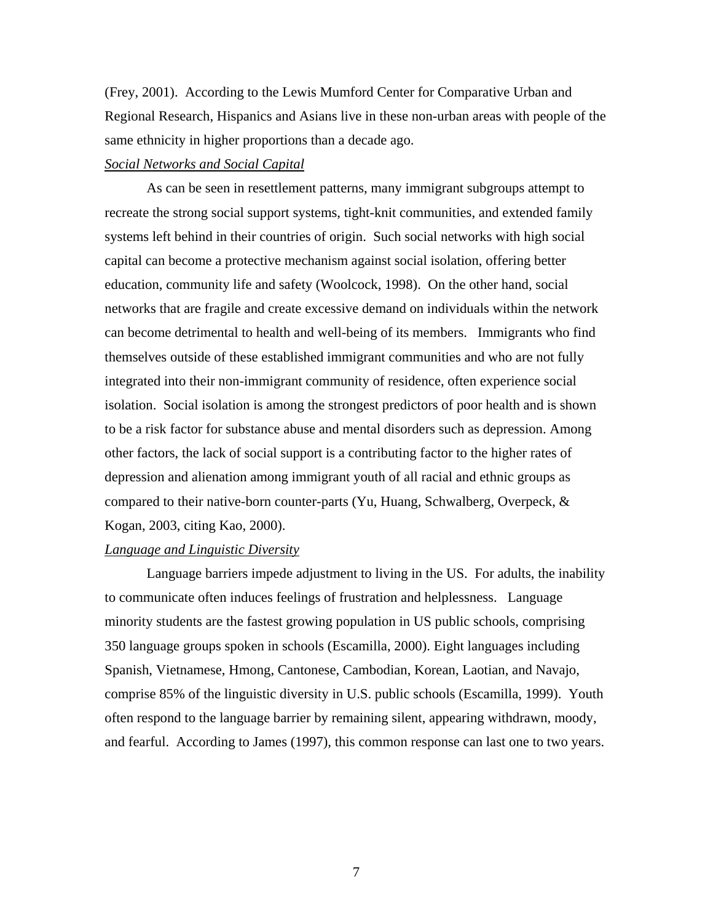(Frey, 2001). According to the Lewis Mumford Center for Comparative Urban and Regional Research, Hispanics and Asians live in these non-urban areas with people of the same ethnicity in higher proportions than a decade ago.

*Social Networks and Social Capital*

As can be seen in resettlement patterns, many immigrant subgroups attempt to recreate the strong social support systems, tight-knit communities, and extended family systems left behind in their countries of origin. Such social networks with high social capital can become a protective mechanism against social isolation, offering better education, community life and safety (Woolcock, 1998). On the other hand, social networks that are fragile and create excessive demand on individuals within the network can become detrimental to health and well-being of its members. Immigrants who find themselves outside of these established immigrant communities and who are not fully integrated into their non-immigrant community of residence, often experience social isolation. Social isolation is among the strongest predictors of poor health and is shown to be a risk factor for substance abuse and mental disorders such as depression. Among other factors, the lack of social support is a contributing factor to the higher rates of depression and alienation among immigrant youth of all racial and ethnic groups as compared to their native-born counter-parts (Yu, Huang, Schwalberg, Overpeck, & Kogan, 2003, citing Kao, 2000).

*Language and Linguistic Diversity*

Language barriers impede adjustment to living in the US. For adults, the inability to communicate often induces feelings of frustration and helplessness. Language minority students are the fastest growing population in US public schools, comprising 350 language groups spoken in schools (Escamilla, 2000). Eight languages including Spanish, Vietnamese, Hmong, Cantonese, Cambodian, Korean, Laotian, and Navajo, comprise 85% of the linguistic diversity in U.S. public schools (Escamilla, 1999). Youth often respond to the language barrier by remaining silent, appearing withdrawn, moody, and fearful. According to James (1997), this common response can last one to two years.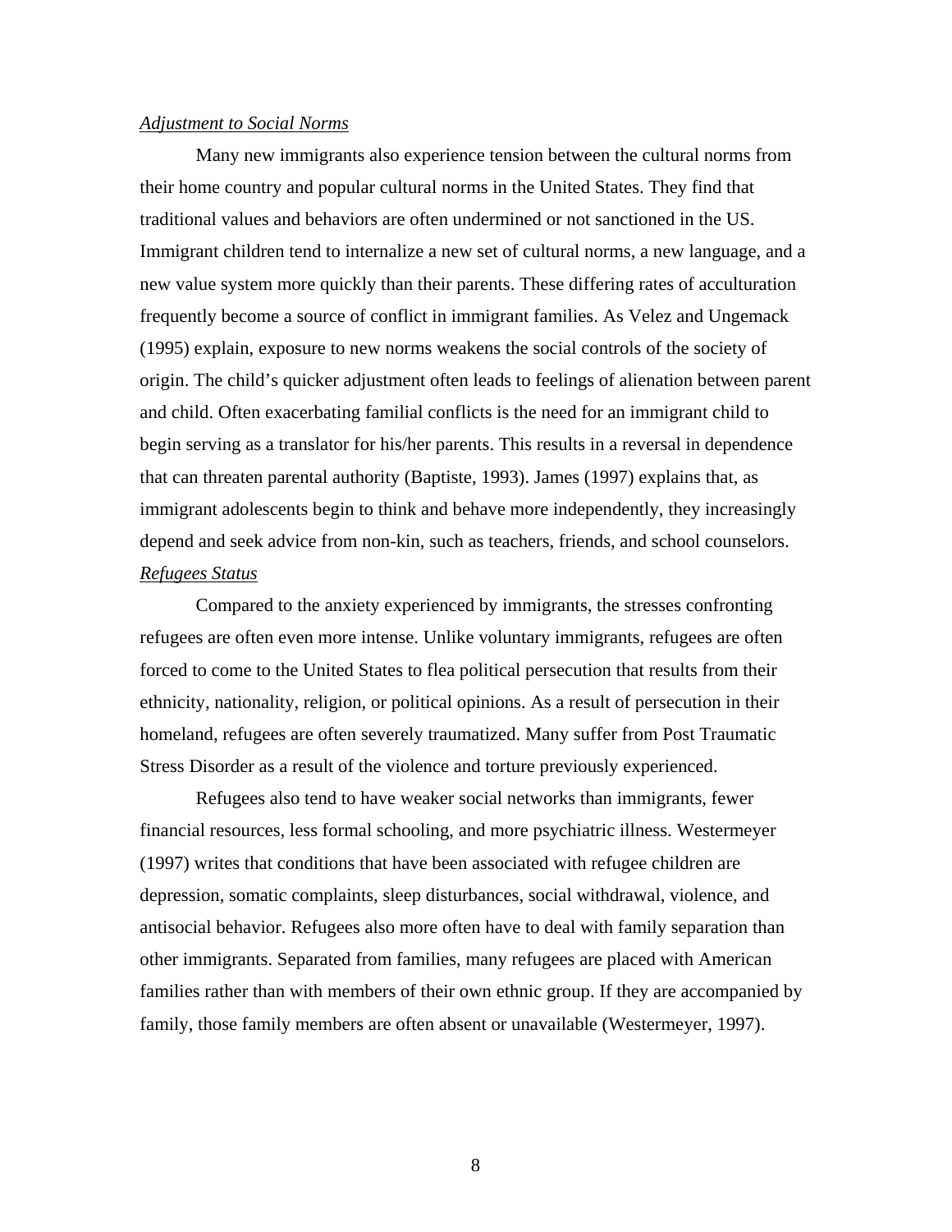*Adjustment to Social Norms*

Many new immigrants also experience tension between the cultural norms from their home country and popular cultural norms in the United States. They find that traditional values and behaviors are often undermined or not sanctioned in the US. Immigrant children tend to internalize a new set of cultural norms, a new language, and a new value system more quickly than their parents. These differing rates of acculturation frequently become a source of conflict in immigrant families. As Velez and Ungemack (1995) explain, exposure to new norms weakens the social controls of the society of origin. The child's quicker adjustment often leads to feelings of alienation between parent and child. Often exacerbating familial conflicts is the need for an immigrant child to begin serving as a translator for his/her parents. This results in a reversal in dependence that can threaten parental authority (Baptiste, 1993). James (1997) explains that, as immigrant adolescents begin to think and behave more independently, they increasingly depend and seek advice from non-kin, such as teachers, friends, and school counselors.

*Refugees Status*

Compared to the anxiety experienced by immigrants, the stresses confronting refugees are often even more intense. Unlike voluntary immigrants, refugees are often forced to come to the United States to flea political persecution that results from their ethnicity, nationality, religion, or political opinions. As a result of persecution in their homeland, refugees are often severely traumatized. Many suffer from Post Traumatic Stress Disorder as a result of the violence and torture previously experienced.

Refugees also tend to have weaker social networks than immigrants, fewer financial resources, less formal schooling, and more psychiatric illness. Westermeyer (1997) writes that conditions that have been associated with refugee children are depression, somatic complaints, sleep disturbances, social withdrawal, violence, and antisocial behavior. Refugees also more often have to deal with family separation than other immigrants. Separated from families, many refugees are placed with American families rather than with members of their own ethnic group. If they are accompanied by family, those family members are often absent or unavailable (Westermeyer, 1997).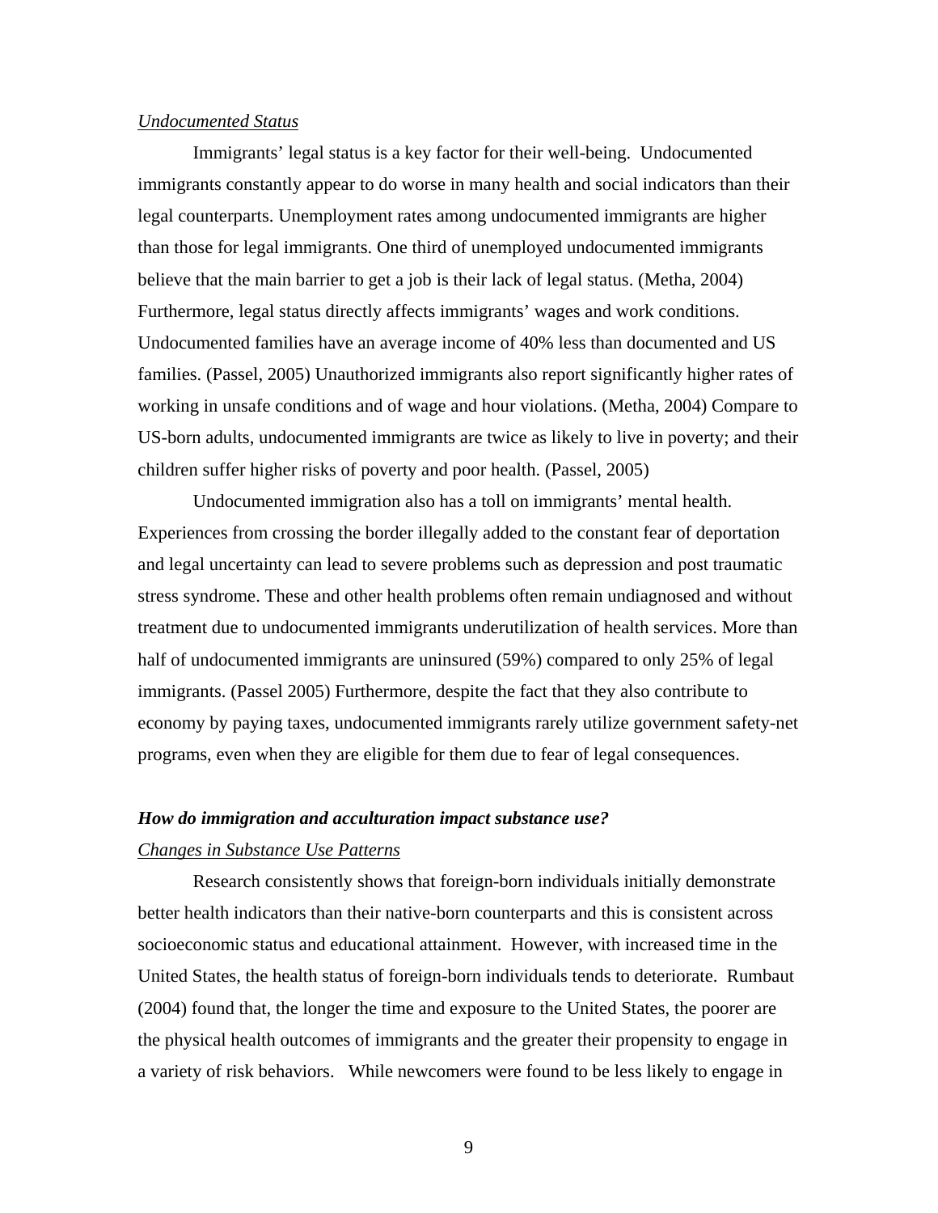*Undocumented Status*

Immigrants' legal status is a key factor for their well-being. Undocumented immigrants constantly appear to do worse in many health and social indicators than their legal counterparts. Unemployment rates among undocumented immigrants are higher than those for legal immigrants. One third of unemployed undocumented immigrants believe that the main barrier to get a job is their lack of legal status. (Metha, 2004) Furthermore, legal status directly affects immigrants' wages and work conditions. Undocumented families have an average income of 40% less than documented and US families. (Passel, 2005) Unauthorized immigrants also report significantly higher rates of working in unsafe conditions and of wage and hour violations. (Metha, 2004) Compare to US-born adults, undocumented immigrants are twice as likely to live in poverty; and their children suffer higher risks of poverty and poor health. (Passel, 2005)

Undocumented immigration also has a toll on immigrants' mental health. Experiences from crossing the border illegally added to the constant fear of deportation and legal uncertainty can lead to severe problems such as depression and post traumatic stress syndrome. These and other health problems often remain undiagnosed and without treatment due to undocumented immigrants underutilization of health services. More than half of undocumented immigrants are uninsured (59%) compared to only 25% of legal immigrants. (Passel 2005) Furthermore, despite the fact that they also contribute to economy by paying taxes, undocumented immigrants rarely utilize government safety-net programs, even when they are eligible for them due to fear of legal consequences.

***How do immigration and acculturation impact substance use?***

*Changes in Substance Use Patterns*

Research consistently shows that foreign-born individuals initially demonstrate better health indicators than their native-born counterparts and this is consistent across socioeconomic status and educational attainment. However, with increased time in the United States, the health status of foreign-born individuals tends to deteriorate. Rumbaut (2004) found that, the longer the time and exposure to the United States, the poorer are the physical health outcomes of immigrants and the greater their propensity to engage in a variety of risk behaviors. While newcomers were found to be less likely to engage in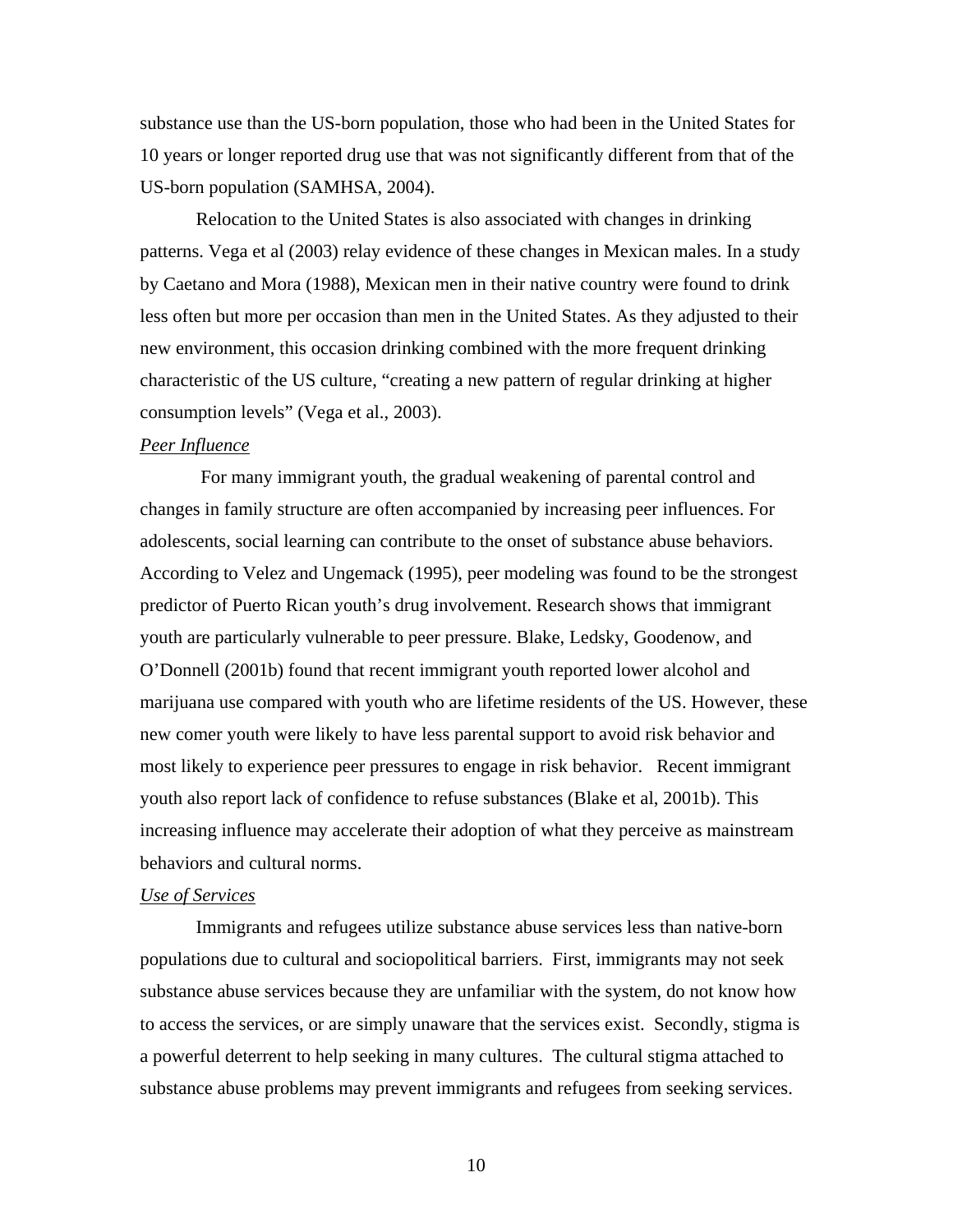substance use than the US-born population, those who had been in the United States for 10 years or longer reported drug use that was not significantly different from that of the US-born population (SAMHSA, 2004).

Relocation to the United States is also associated with changes in drinking patterns. Vega et al (2003) relay evidence of these changes in Mexican males. In a study by Caetano and Mora (1988), Mexican men in their native country were found to drink less often but more per occasion than men in the United States. As they adjusted to their new environment, this occasion drinking combined with the more frequent drinking characteristic of the US culture, "creating a new pattern of regular drinking at higher consumption levels" (Vega et al., 2003).

*Peer Influence*

For many immigrant youth, the gradual weakening of parental control and changes in family structure are often accompanied by increasing peer influences. For adolescents, social learning can contribute to the onset of substance abuse behaviors. According to Velez and Ungemack (1995), peer modeling was found to be the strongest predictor of Puerto Rican youth's drug involvement. Research shows that immigrant youth are particularly vulnerable to peer pressure. Blake, Ledsky, Goodenow, and O'Donnell (2001b) found that recent immigrant youth reported lower alcohol and marijuana use compared with youth who are lifetime residents of the US. However, these new comer youth were likely to have less parental support to avoid risk behavior and most likely to experience peer pressures to engage in risk behavior. Recent immigrant youth also report lack of confidence to refuse substances (Blake et al, 2001b). This increasing influence may accelerate their adoption of what they perceive as mainstream behaviors and cultural norms.

*Use of Services*

Immigrants and refugees utilize substance abuse services less than native-born populations due to cultural and sociopolitical barriers. First, immigrants may not seek substance abuse services because they are unfamiliar with the system, do not know how to access the services, or are simply unaware that the services exist. Secondly, stigma is a powerful deterrent to help seeking in many cultures. The cultural stigma attached to substance abuse problems may prevent immigrants and refugees from seeking services.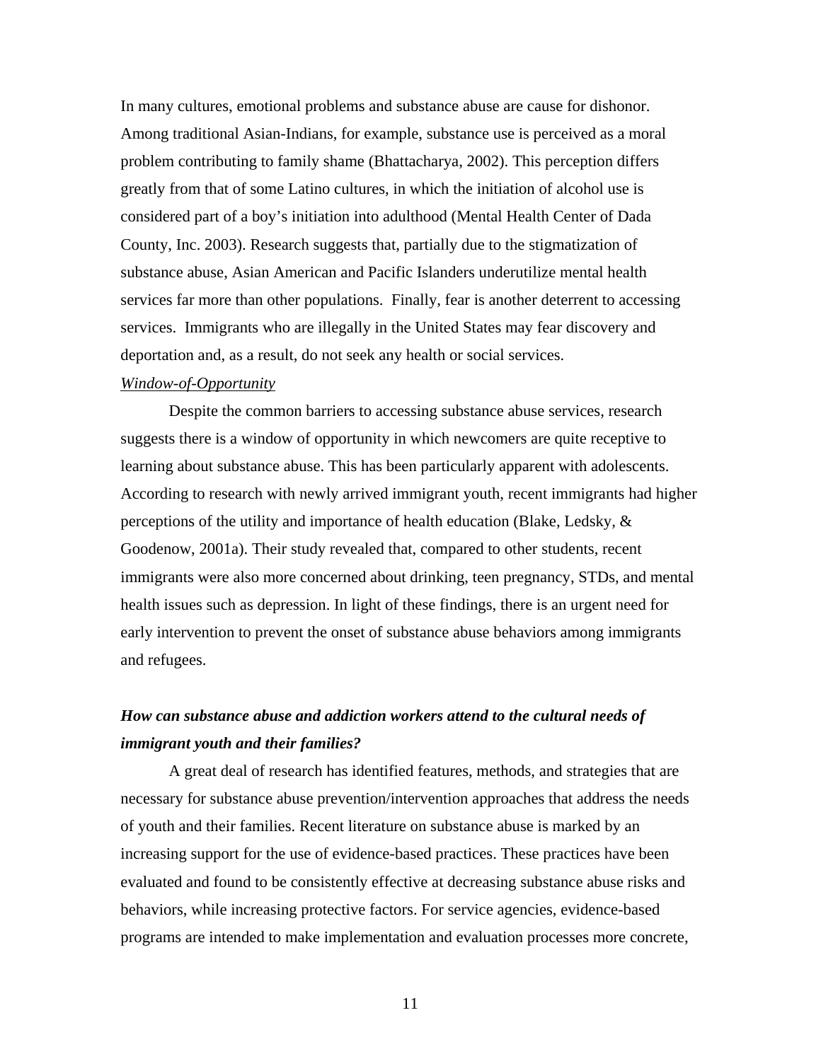In many cultures, emotional problems and substance abuse are cause for dishonor. Among traditional Asian-Indians, for example, substance use is perceived as a moral problem contributing to family shame (Bhattacharya, 2002). This perception differs greatly from that of some Latino cultures, in which the initiation of alcohol use is considered part of a boy's initiation into adulthood (Mental Health Center of Dada County, Inc. 2003). Research suggests that, partially due to the stigmatization of substance abuse, Asian American and Pacific Islanders underutilize mental health services far more than other populations. Finally, fear is another deterrent to accessing services. Immigrants who are illegally in the United States may fear discovery and deportation and, as a result, do not seek any health or social services.

*Window-of-Opportunity*

Despite the common barriers to accessing substance abuse services, research suggests there is a window of opportunity in which newcomers are quite receptive to learning about substance abuse. This has been particularly apparent with adolescents. According to research with newly arrived immigrant youth, recent immigrants had higher perceptions of the utility and importance of health education (Blake, Ledsky, & Goodenow, 2001a). Their study revealed that, compared to other students, recent immigrants were also more concerned about drinking, teen pregnancy, STDs, and mental health issues such as depression. In light of these findings, there is an urgent need for early intervention to prevent the onset of substance abuse behaviors among immigrants and refugees.

### ***How can substance abuse and addiction workers attend to the cultural needs of immigrant youth and their families?***

A great deal of research has identified features, methods, and strategies that are necessary for substance abuse prevention/intervention approaches that address the needs of youth and their families. Recent literature on substance abuse is marked by an increasing support for the use of evidence-based practices. These practices have been evaluated and found to be consistently effective at decreasing substance abuse risks and behaviors, while increasing protective factors. For service agencies, evidence-based programs are intended to make implementation and evaluation processes more concrete,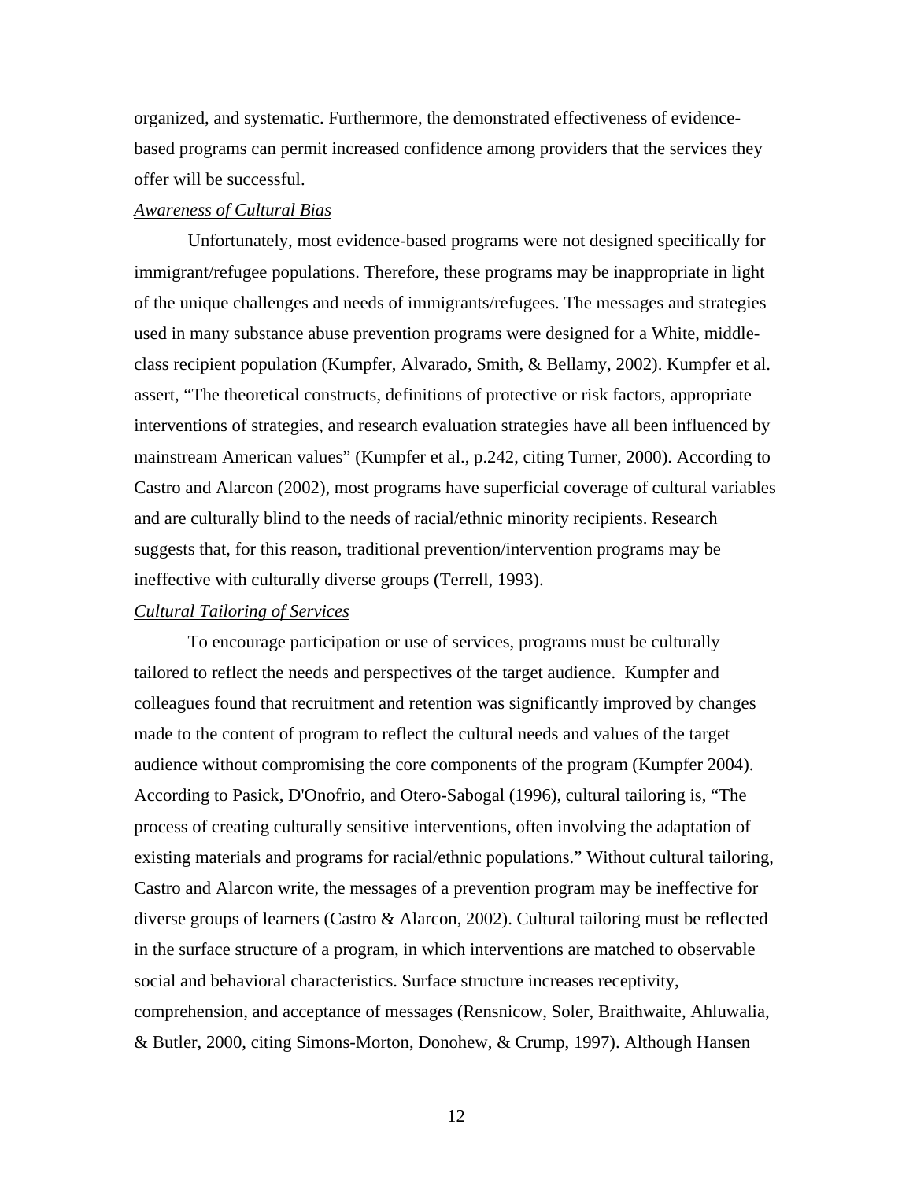organized, and systematic. Furthermore, the demonstrated effectiveness of evidence-based programs can permit increased confidence among providers that the services they offer will be successful.

*Awareness of Cultural Bias*

Unfortunately, most evidence-based programs were not designed specifically for immigrant/refugee populations. Therefore, these programs may be inappropriate in light of the unique challenges and needs of immigrants/refugees. The messages and strategies used in many substance abuse prevention programs were designed for a White, middle-class recipient population (Kumpfer, Alvarado, Smith, & Bellamy, 2002). Kumpfer et al. assert, "The theoretical constructs, definitions of protective or risk factors, appropriate interventions of strategies, and research evaluation strategies have all been influenced by mainstream American values" (Kumpfer et al., p.242, citing Turner, 2000). According to Castro and Alarcon (2002), most programs have superficial coverage of cultural variables and are culturally blind to the needs of racial/ethnic minority recipients. Research suggests that, for this reason, traditional prevention/intervention programs may be ineffective with culturally diverse groups (Terrell, 1993).

*Cultural Tailoring of Services*

To encourage participation or use of services, programs must be culturally tailored to reflect the needs and perspectives of the target audience. Kumpfer and colleagues found that recruitment and retention was significantly improved by changes made to the content of program to reflect the cultural needs and values of the target audience without compromising the core components of the program (Kumpfer 2004). According to Pasick, D'Onofrio, and Otero-Sabogal (1996), cultural tailoring is, "The process of creating culturally sensitive interventions, often involving the adaptation of existing materials and programs for racial/ethnic populations." Without cultural tailoring, Castro and Alarcon write, the messages of a prevention program may be ineffective for diverse groups of learners (Castro & Alarcon, 2002). Cultural tailoring must be reflected in the surface structure of a program, in which interventions are matched to observable social and behavioral characteristics. Surface structure increases receptivity, comprehension, and acceptance of messages (Rensnicow, Soler, Braithwaite, Ahluwalia, & Butler, 2000, citing Simons-Morton, Donohew, & Crump, 1997). Although Hansen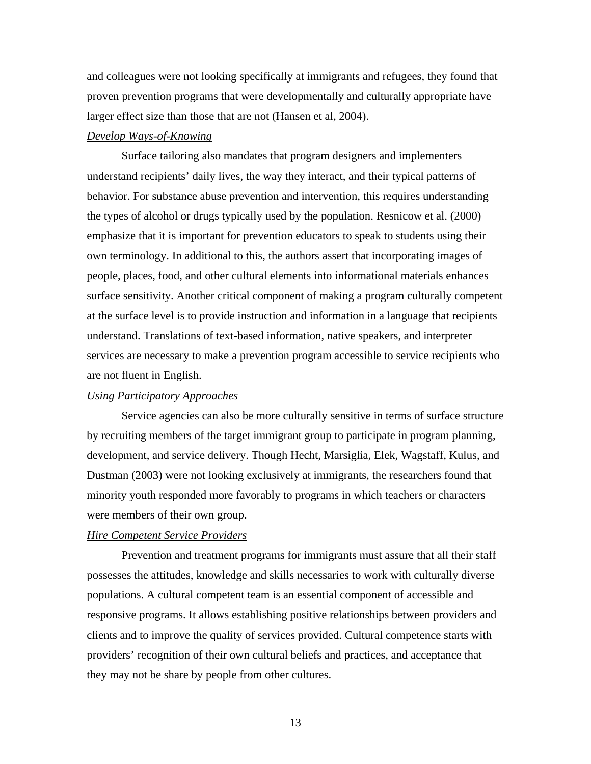and colleagues were not looking specifically at immigrants and refugees, they found that proven prevention programs that were developmentally and culturally appropriate have larger effect size than those that are not (Hansen et al, 2004).

### *Develop Ways-of-Knowing*

Surface tailoring also mandates that program designers and implementers understand recipients' daily lives, the way they interact, and their typical patterns of behavior. For substance abuse prevention and intervention, this requires understanding the types of alcohol or drugs typically used by the population. Resnicow et al. (2000) emphasize that it is important for prevention educators to speak to students using their own terminology. In additional to this, the authors assert that incorporating images of people, places, food, and other cultural elements into informational materials enhances surface sensitivity. Another critical component of making a program culturally competent at the surface level is to provide instruction and information in a language that recipients understand. Translations of text-based information, native speakers, and interpreter services are necessary to make a prevention program accessible to service recipients who are not fluent in English.

### *Using Participatory Approaches*

Service agencies can also be more culturally sensitive in terms of surface structure by recruiting members of the target immigrant group to participate in program planning, development, and service delivery. Though Hecht, Marsiglia, Elek, Wagstaff, Kulus, and Dustman (2003) were not looking exclusively at immigrants, the researchers found that minority youth responded more favorably to programs in which teachers or characters were members of their own group.

### *Hire Competent Service Providers*

Prevention and treatment programs for immigrants must assure that all their staff possesses the attitudes, knowledge and skills necessaries to work with culturally diverse populations. A cultural competent team is an essential component of accessible and responsive programs. It allows establishing positive relationships between providers and clients and to improve the quality of services provided. Cultural competence starts with providers' recognition of their own cultural beliefs and practices, and acceptance that they may not be share by people from other cultures.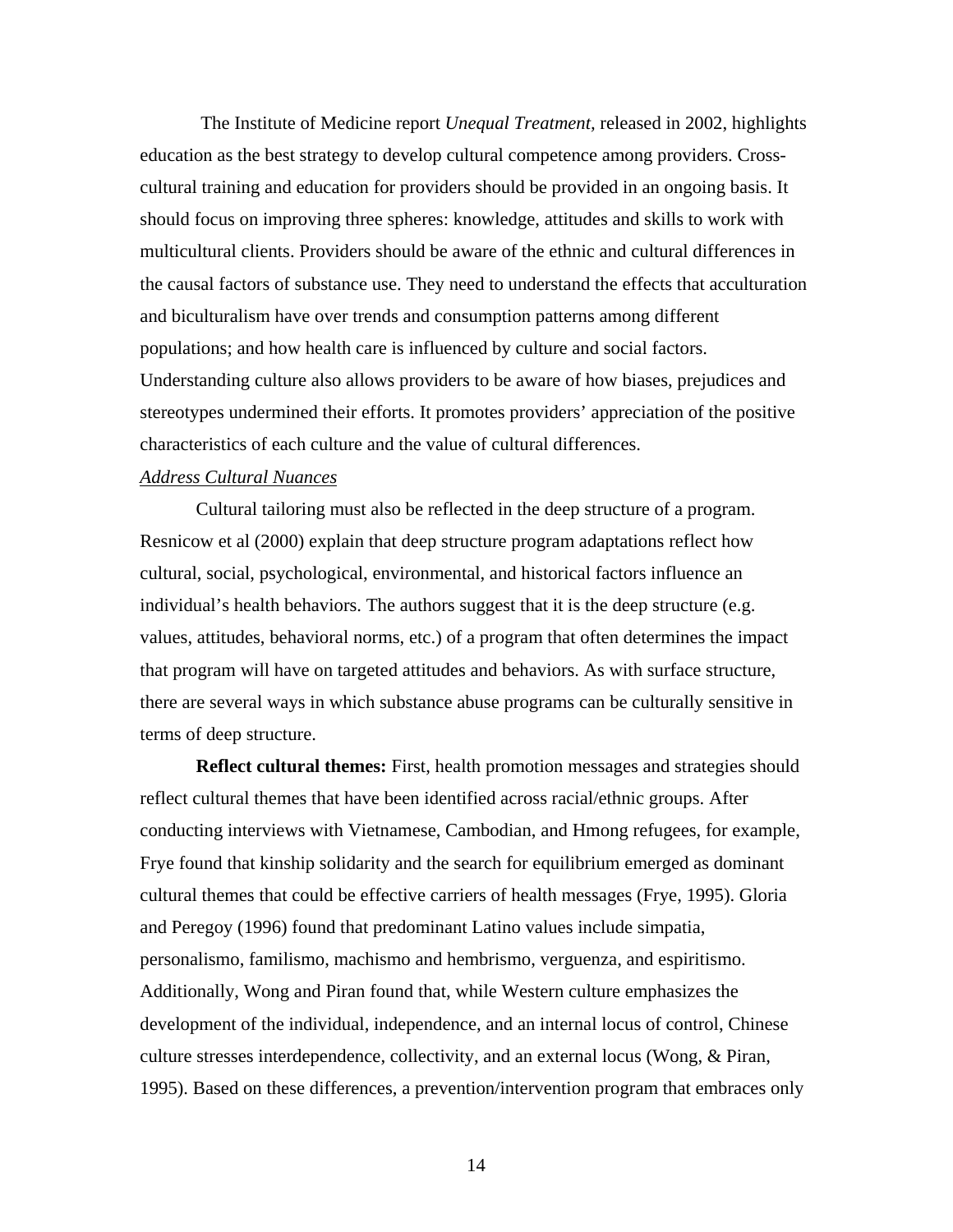The Institute of Medicine report *Unequal Treatment,* released in 2002, highlights education as the best strategy to develop cultural competence among providers. Cross-cultural training and education for providers should be provided in an ongoing basis. It should focus on improving three spheres: knowledge, attitudes and skills to work with multicultural clients. Providers should be aware of the ethnic and cultural differences in the causal factors of substance use. They need to understand the effects that acculturation and biculturalism have over trends and consumption patterns among different populations; and how health care is influenced by culture and social factors. Understanding culture also allows providers to be aware of how biases, prejudices and stereotypes undermined their efforts. It promotes providers' appreciation of the positive characteristics of each culture and the value of cultural differences.

*Address Cultural Nuances*

Cultural tailoring must also be reflected in the deep structure of a program. Resnicow et al (2000) explain that deep structure program adaptations reflect how cultural, social, psychological, environmental, and historical factors influence an individual's health behaviors. The authors suggest that it is the deep structure (e.g. values, attitudes, behavioral norms, etc.) of a program that often determines the impact that program will have on targeted attitudes and behaviors. As with surface structure, there are several ways in which substance abuse programs can be culturally sensitive in terms of deep structure.

**Reflect cultural themes:** First, health promotion messages and strategies should reflect cultural themes that have been identified across racial/ethnic groups. After conducting interviews with Vietnamese, Cambodian, and Hmong refugees, for example, Frye found that kinship solidarity and the search for equilibrium emerged as dominant cultural themes that could be effective carriers of health messages (Frye, 1995). Gloria and Peregoy (1996) found that predominant Latino values include simpatia, personalismo, familismo, machismo and hembrismo, verguenza, and espiritismo. Additionally, Wong and Piran found that, while Western culture emphasizes the development of the individual, independence, and an internal locus of control, Chinese culture stresses interdependence, collectivity, and an external locus (Wong, & Piran, 1995). Based on these differences, a prevention/intervention program that embraces only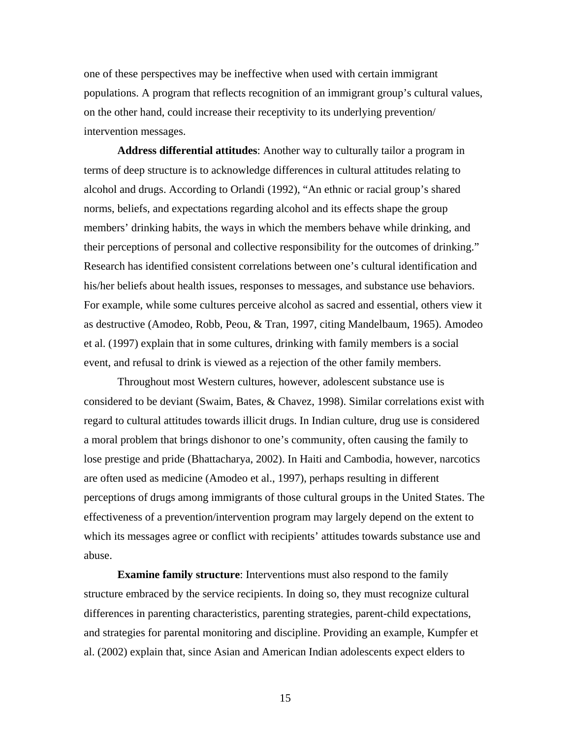one of these perspectives may be ineffective when used with certain immigrant populations. A program that reflects recognition of an immigrant group's cultural values, on the other hand, could increase their receptivity to its underlying prevention/ intervention messages.

**Address differential attitudes**: Another way to culturally tailor a program in terms of deep structure is to acknowledge differences in cultural attitudes relating to alcohol and drugs. According to Orlandi (1992), "An ethnic or racial group's shared norms, beliefs, and expectations regarding alcohol and its effects shape the group members' drinking habits, the ways in which the members behave while drinking, and their perceptions of personal and collective responsibility for the outcomes of drinking." Research has identified consistent correlations between one's cultural identification and his/her beliefs about health issues, responses to messages, and substance use behaviors. For example, while some cultures perceive alcohol as sacred and essential, others view it as destructive (Amodeo, Robb, Peou, & Tran, 1997, citing Mandelbaum, 1965). Amodeo et al. (1997) explain that in some cultures, drinking with family members is a social event, and refusal to drink is viewed as a rejection of the other family members.

Throughout most Western cultures, however, adolescent substance use is considered to be deviant (Swaim, Bates, & Chavez, 1998). Similar correlations exist with regard to cultural attitudes towards illicit drugs. In Indian culture, drug use is considered a moral problem that brings dishonor to one's community, often causing the family to lose prestige and pride (Bhattacharya, 2002). In Haiti and Cambodia, however, narcotics are often used as medicine (Amodeo et al., 1997), perhaps resulting in different perceptions of drugs among immigrants of those cultural groups in the United States. The effectiveness of a prevention/intervention program may largely depend on the extent to which its messages agree or conflict with recipients' attitudes towards substance use and abuse.

**Examine family structure**: Interventions must also respond to the family structure embraced by the service recipients. In doing so, they must recognize cultural differences in parenting characteristics, parenting strategies, parent-child expectations, and strategies for parental monitoring and discipline. Providing an example, Kumpfer et al. (2002) explain that, since Asian and American Indian adolescents expect elders to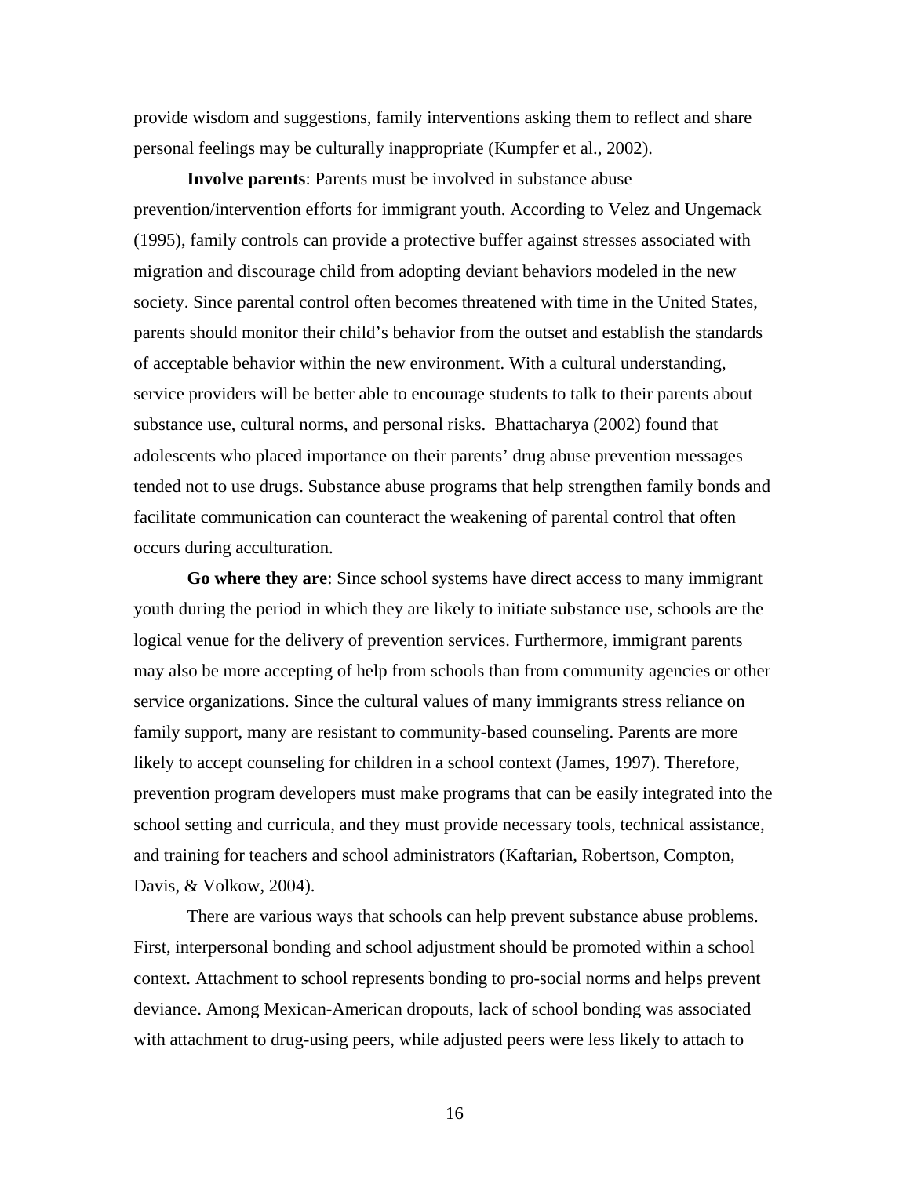provide wisdom and suggestions, family interventions asking them to reflect and share personal feelings may be culturally inappropriate (Kumpfer et al., 2002).

**Involve parents**: Parents must be involved in substance abuse prevention/intervention efforts for immigrant youth. According to Velez and Ungemack (1995), family controls can provide a protective buffer against stresses associated with migration and discourage child from adopting deviant behaviors modeled in the new society. Since parental control often becomes threatened with time in the United States, parents should monitor their child's behavior from the outset and establish the standards of acceptable behavior within the new environment. With a cultural understanding, service providers will be better able to encourage students to talk to their parents about substance use, cultural norms, and personal risks. Bhattacharya (2002) found that adolescents who placed importance on their parents' drug abuse prevention messages tended not to use drugs. Substance abuse programs that help strengthen family bonds and facilitate communication can counteract the weakening of parental control that often occurs during acculturation.

**Go where they are**: Since school systems have direct access to many immigrant youth during the period in which they are likely to initiate substance use, schools are the logical venue for the delivery of prevention services. Furthermore, immigrant parents may also be more accepting of help from schools than from community agencies or other service organizations. Since the cultural values of many immigrants stress reliance on family support, many are resistant to community-based counseling. Parents are more likely to accept counseling for children in a school context (James, 1997). Therefore, prevention program developers must make programs that can be easily integrated into the school setting and curricula, and they must provide necessary tools, technical assistance, and training for teachers and school administrators (Kaftarian, Robertson, Compton, Davis, & Volkow, 2004).

There are various ways that schools can help prevent substance abuse problems. First, interpersonal bonding and school adjustment should be promoted within a school context. Attachment to school represents bonding to pro-social norms and helps prevent deviance. Among Mexican-American dropouts, lack of school bonding was associated with attachment to drug-using peers, while adjusted peers were less likely to attach to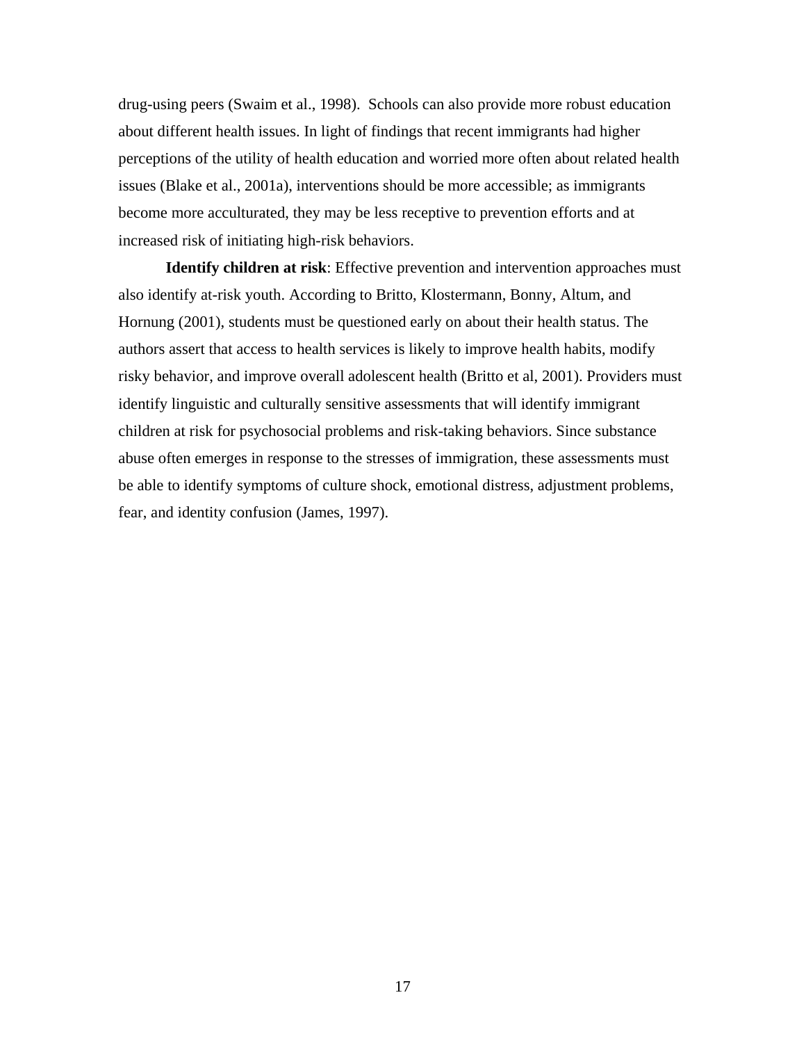drug-using peers (Swaim et al., 1998). Schools can also provide more robust education about different health issues. In light of findings that recent immigrants had higher perceptions of the utility of health education and worried more often about related health issues (Blake et al., 2001a), interventions should be more accessible; as immigrants become more acculturated, they may be less receptive to prevention efforts and at increased risk of initiating high-risk behaviors.

**Identify children at risk**: Effective prevention and intervention approaches must also identify at-risk youth. According to Britto, Klostermann, Bonny, Altum, and Hornung (2001), students must be questioned early on about their health status. The authors assert that access to health services is likely to improve health habits, modify risky behavior, and improve overall adolescent health (Britto et al, 2001). Providers must identify linguistic and culturally sensitive assessments that will identify immigrant children at risk for psychosocial problems and risk-taking behaviors. Since substance abuse often emerges in response to the stresses of immigration, these assessments must be able to identify symptoms of culture shock, emotional distress, adjustment problems, fear, and identity confusion (James, 1997).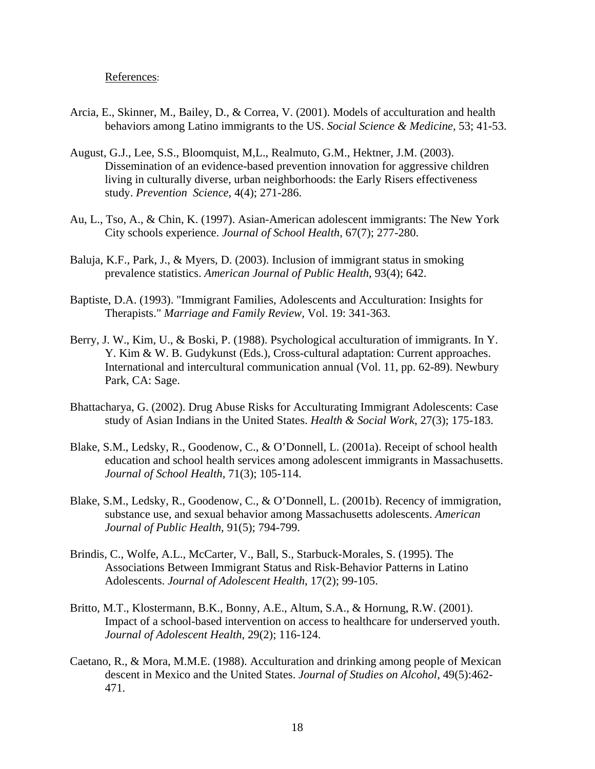References:

Arcia, E., Skinner, M., Bailey, D., & Correa, V. (2001). Models of acculturation and health behaviors among Latino immigrants to the US. *Social Science & Medicine,* 53; 41-53.

August, G.J., Lee, S.S., Bloomquist, M,L., Realmuto, G.M., Hektner, J.M. (2003). Dissemination of an evidence-based prevention innovation for aggressive children living in culturally diverse, urban neighborhoods: the Early Risers effectiveness study. *Prevention Science,* 4(4); 271-286.

Au, L., Tso, A., & Chin, K. (1997). Asian-American adolescent immigrants: The New York City schools experience. *Journal of School Health*, 67(7); 277-280.

Baluja, K.F., Park, J., & Myers, D. (2003). Inclusion of immigrant status in smoking prevalence statistics. *American Journal of Public Health*, 93(4); 642.

Baptiste, D.A. (1993). "Immigrant Families, Adolescents and Acculturation: Insights for Therapists." *Marriage and Family Review,* Vol. 19: 341-363.

Berry, J. W., Kim, U., & Boski, P. (1988). Psychological acculturation of immigrants. In Y. Y. Kim & W. B. Gudykunst (Eds.), Cross-cultural adaptation: Current approaches. International and intercultural communication annual (Vol. 11, pp. 62-89). Newbury Park, CA: Sage.

Bhattacharya, G. (2002). Drug Abuse Risks for Acculturating Immigrant Adolescents: Case study of Asian Indians in the United States. *Health & Social Work*, 27(3); 175-183.

Blake, S.M., Ledsky, R., Goodenow, C., & O'Donnell, L. (2001a). Receipt of school health education and school health services among adolescent immigrants in Massachusetts. *Journal of School Health*, 71(3); 105-114.

Blake, S.M., Ledsky, R., Goodenow, C., & O'Donnell, L. (2001b). Recency of immigration, substance use, and sexual behavior among Massachusetts adolescents. *American Journal of Public Health*, 91(5); 794-799.

Brindis, C., Wolfe, A.L., McCarter, V., Ball, S., Starbuck-Morales, S. (1995). The Associations Between Immigrant Status and Risk-Behavior Patterns in Latino Adolescents. *Journal of Adolescent Health*, 17(2); 99-105.

Britto, M.T., Klostermann, B.K., Bonny, A.E., Altum, S.A., & Hornung, R.W. (2001). Impact of a school-based intervention on access to healthcare for underserved youth. *Journal of Adolescent Health*, 29(2); 116-124.

Caetano, R., & Mora, M.M.E. (1988). Acculturation and drinking among people of Mexican descent in Mexico and the United States. *Journal of Studies on Alcohol*, 49(5):462-471.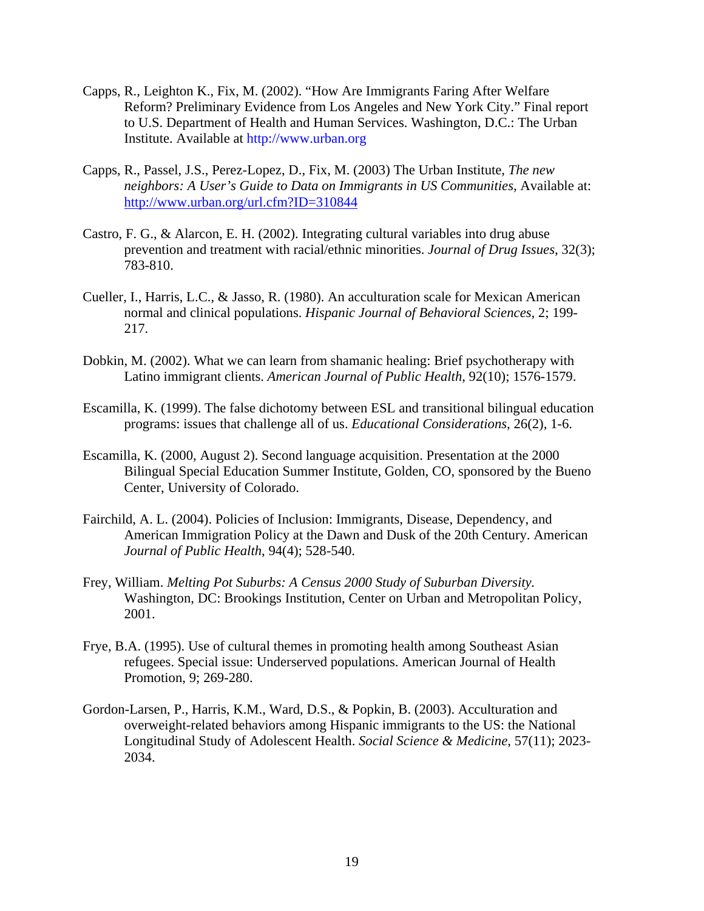Capps, R., Leighton K., Fix, M. (2002). "How Are Immigrants Faring After Welfare Reform? Preliminary Evidence from Los Angeles and New York City." Final report to U.S. Department of Health and Human Services. Washington, D.C.: The Urban Institute. Available at http://www.urban.org

Capps, R., Passel, J.S., Perez-Lopez, D., Fix, M. (2003) The Urban Institute, *The new neighbors: A User's Guide to Data on Immigrants in US Communities,* Available at: http://www.urban.org/url.cfm?ID=310844

Castro, F. G., & Alarcon, E. H. (2002). Integrating cultural variables into drug abuse prevention and treatment with racial/ethnic minorities. *Journal of Drug Issues*, 32(3); 783-810.

Cueller, I., Harris, L.C., & Jasso, R. (1980). An acculturation scale for Mexican American normal and clinical populations. *Hispanic Journal of Behavioral Sciences,* 2; 199-217.

Dobkin, M. (2002). What we can learn from shamanic healing: Brief psychotherapy with Latino immigrant clients. *American Journal of Public Health*, 92(10); 1576-1579.

Escamilla, K. (1999). The false dichotomy between ESL and transitional bilingual education programs: issues that challenge all of us. *Educational Considerations*, 26(2), 1-6.

Escamilla, K. (2000, August 2). Second language acquisition. Presentation at the 2000 Bilingual Special Education Summer Institute, Golden, CO, sponsored by the Bueno Center, University of Colorado.

Fairchild, A. L. (2004). Policies of Inclusion: Immigrants, Disease, Dependency, and American Immigration Policy at the Dawn and Dusk of the 20th Century. American *Journal of Public Health*, 94(4); 528-540.

Frey, William. *Melting Pot Suburbs: A Census 2000 Study of Suburban Diversity*. Washington, DC: Brookings Institution, Center on Urban and Metropolitan Policy, 2001.

Frye, B.A. (1995). Use of cultural themes in promoting health among Southeast Asian refugees. Special issue: Underserved populations. American Journal of Health Promotion, 9; 269-280.

Gordon-Larsen, P., Harris, K.M., Ward, D.S., & Popkin, B. (2003). Acculturation and overweight-related behaviors among Hispanic immigrants to the US: the National Longitudinal Study of Adolescent Health. *Social Science & Medicine*, 57(11); 2023-2034.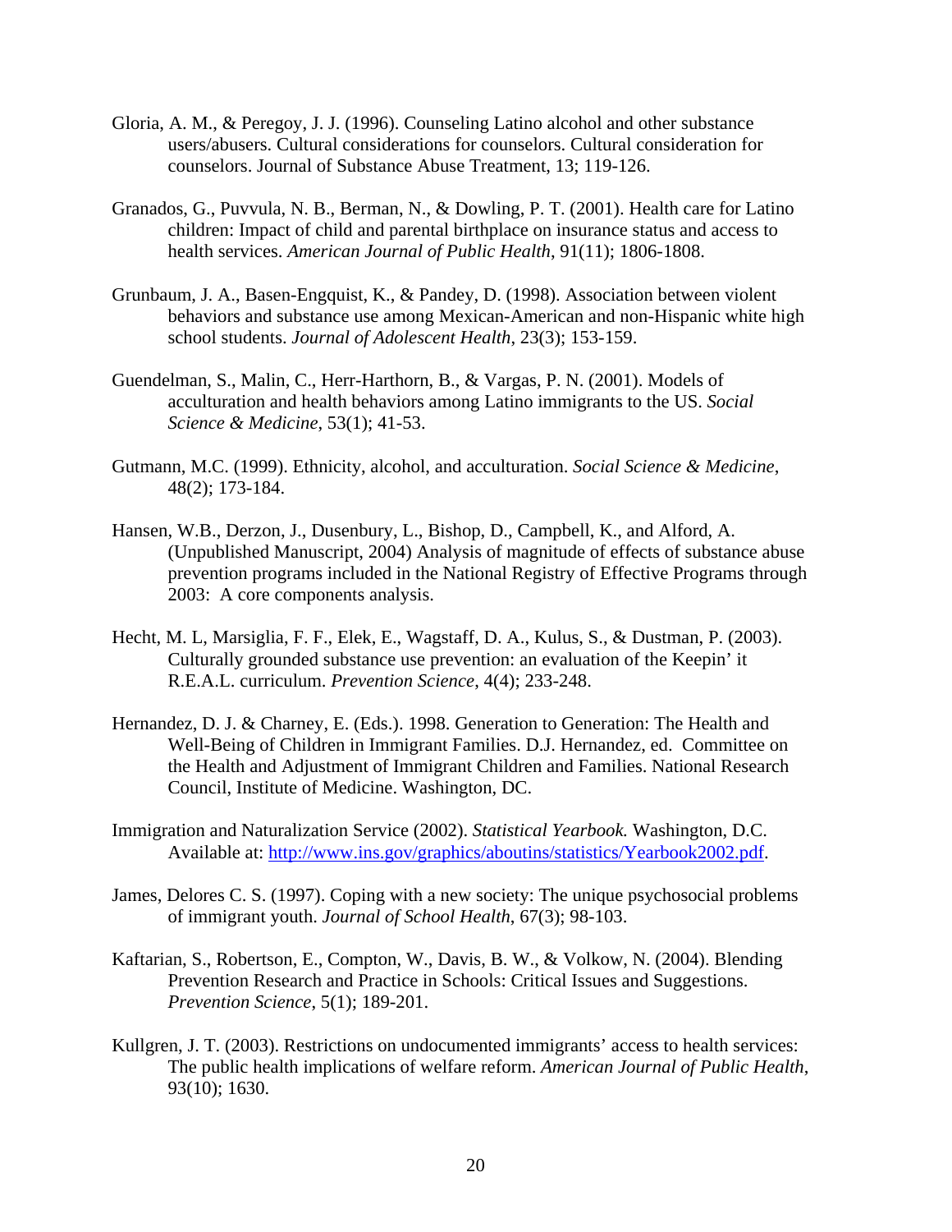Gloria, A. M., & Peregoy, J. J. (1996). Counseling Latino alcohol and other substance users/abusers. Cultural considerations for counselors. Cultural consideration for counselors. Journal of Substance Abuse Treatment, 13; 119-126.

Granados, G., Puvvula, N. B., Berman, N., & Dowling, P. T. (2001). Health care for Latino children: Impact of child and parental birthplace on insurance status and access to health services. *American Journal of Public Health*, 91(11); 1806-1808.

Grunbaum, J. A., Basen-Engquist, K., & Pandey, D. (1998). Association between violent behaviors and substance use among Mexican-American and non-Hispanic white high school students. *Journal of Adolescent Health*, 23(3); 153-159.

Guendelman, S., Malin, C., Herr-Harthorn, B., & Vargas, P. N. (2001). Models of acculturation and health behaviors among Latino immigrants to the US. *Social Science & Medicine*, 53(1); 41-53.

Gutmann, M.C. (1999). Ethnicity, alcohol, and acculturation. *Social Science & Medicine*, 48(2); 173-184.

Hansen, W.B., Derzon, J., Dusenbury, L., Bishop, D., Campbell, K., and Alford, A. (Unpublished Manuscript, 2004) Analysis of magnitude of effects of substance abuse prevention programs included in the National Registry of Effective Programs through 2003: A core components analysis.

Hecht, M. L, Marsiglia, F. F., Elek, E., Wagstaff, D. A., Kulus, S., & Dustman, P. (2003). Culturally grounded substance use prevention: an evaluation of the Keepin' it R.E.A.L. curriculum. *Prevention Science*, 4(4); 233-248.

Hernandez, D. J. & Charney, E. (Eds.). 1998. Generation to Generation: The Health and Well-Being of Children in Immigrant Families. D.J. Hernandez, ed. Committee on the Health and Adjustment of Immigrant Children and Families. National Research Council, Institute of Medicine. Washington, DC.

Immigration and Naturalization Service (2002). *Statistical Yearbook.* Washington, D.C. Available at: http://www.ins.gov/graphics/aboutins/statistics/Yearbook2002.pdf.

James, Delores C. S. (1997). Coping with a new society: The unique psychosocial problems of immigrant youth. *Journal of School Health*, 67(3); 98-103.

Kaftarian, S., Robertson, E., Compton, W., Davis, B. W., & Volkow, N. (2004). Blending Prevention Research and Practice in Schools: Critical Issues and Suggestions. *Prevention Science*, 5(1); 189-201.

Kullgren, J. T. (2003). Restrictions on undocumented immigrants' access to health services: The public health implications of welfare reform. *American Journal of Public Health*, 93(10); 1630.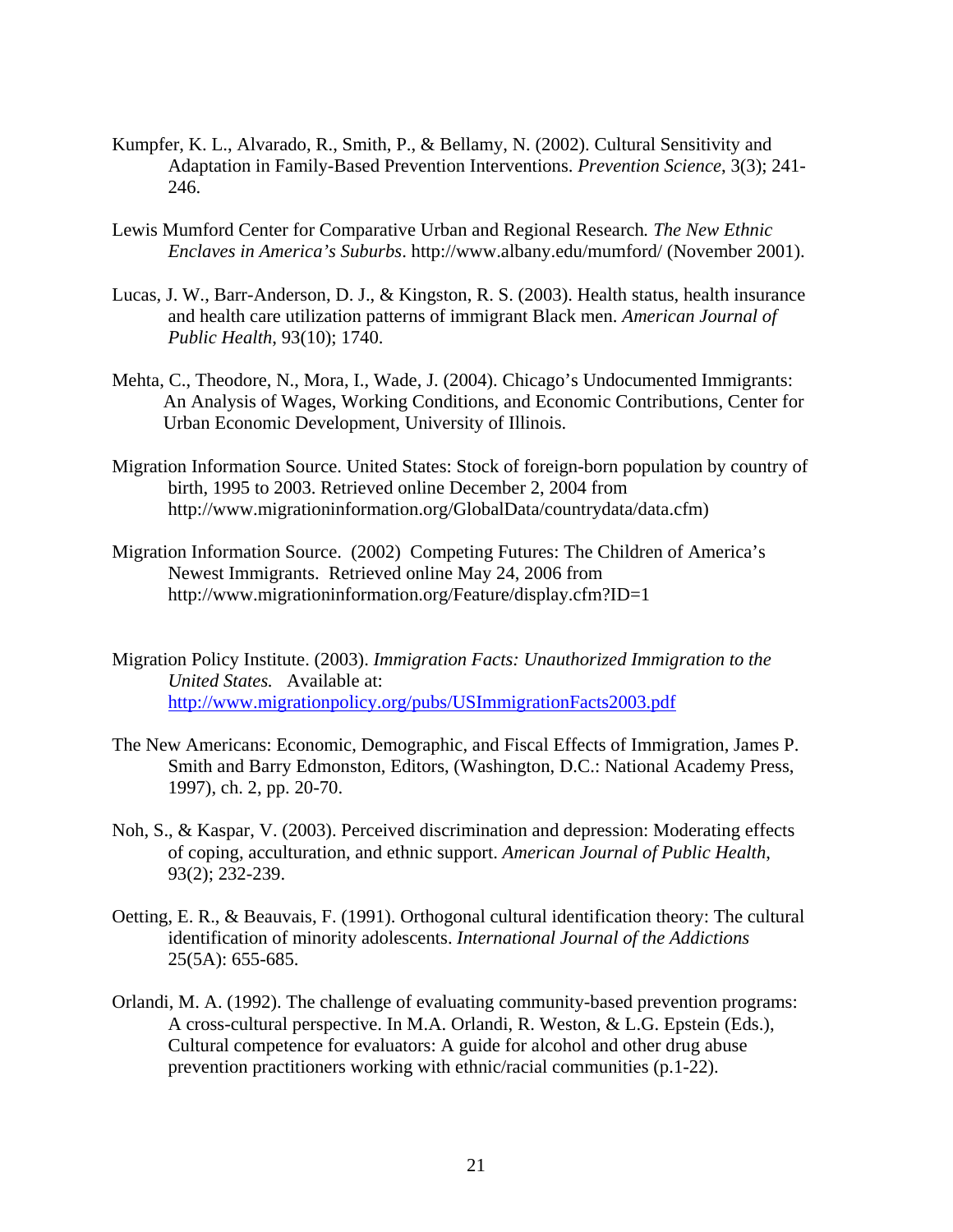Kumpfer, K. L., Alvarado, R., Smith, P., & Bellamy, N. (2002). Cultural Sensitivity and Adaptation in Family-Based Prevention Interventions. *Prevention Science*, 3(3); 241-246.

Lewis Mumford Center for Comparative Urban and Regional Research. *The New Ethnic Enclaves in America's Suburbs*. http://www.albany.edu/mumford/ (November 2001).

Lucas, J. W., Barr-Anderson, D. J., & Kingston, R. S. (2003). Health status, health insurance and health care utilization patterns of immigrant Black men. *American Journal of Public Health*, 93(10); 1740.

Mehta, C., Theodore, N., Mora, I., Wade, J. (2004). Chicago's Undocumented Immigrants: An Analysis of Wages, Working Conditions, and Economic Contributions, Center for Urban Economic Development, University of Illinois.

Migration Information Source. United States: Stock of foreign-born population by country of birth, 1995 to 2003. Retrieved online December 2, 2004 from http://www.migrationinformation.org/GlobalData/countrydata/data.cfm)

Migration Information Source. (2002) Competing Futures: The Children of America's Newest Immigrants. Retrieved online May 24, 2006 from http://www.migrationinformation.org/Feature/display.cfm?ID=1

Migration Policy Institute. (2003). *Immigration Facts: Unauthorized Immigration to the United States.* Available at: http://www.migrationpolicy.org/pubs/USImmigrationFacts2003.pdf

The New Americans: Economic, Demographic, and Fiscal Effects of Immigration, James P. Smith and Barry Edmonston, Editors, (Washington, D.C.: National Academy Press, 1997), ch. 2, pp. 20-70.

Noh, S., & Kaspar, V. (2003). Perceived discrimination and depression: Moderating effects of coping, acculturation, and ethnic support. *American Journal of Public Health*, 93(2); 232-239.

Oetting, E. R., & Beauvais, F. (1991). Orthogonal cultural identification theory: The cultural identification of minority adolescents. *International Journal of the Addictions* 25(5A): 655-685.

Orlandi, M. A. (1992). The challenge of evaluating community-based prevention programs: A cross-cultural perspective. In M.A. Orlandi, R. Weston, & L.G. Epstein (Eds.), Cultural competence for evaluators: A guide for alcohol and other drug abuse prevention practitioners working with ethnic/racial communities (p.1-22).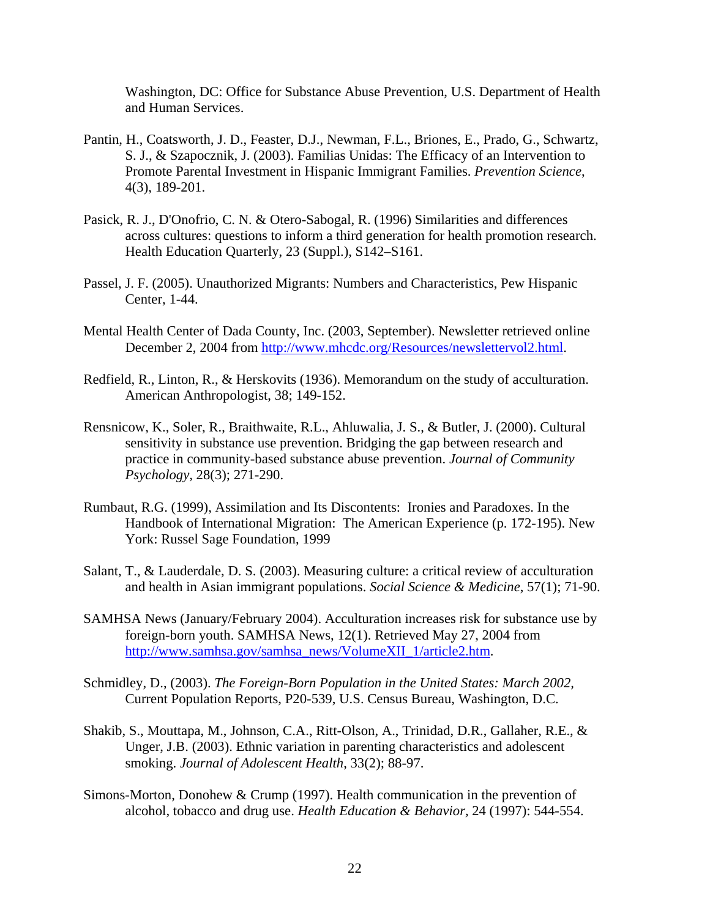Washington, DC: Office for Substance Abuse Prevention, U.S. Department of Health and Human Services.

Pantin, H., Coatsworth, J. D., Feaster, D.J., Newman, F.L., Briones, E., Prado, G., Schwartz, S. J., & Szapocznik, J. (2003). Familias Unidas: The Efficacy of an Intervention to Promote Parental Investment in Hispanic Immigrant Families. *Prevention Science*, 4(3), 189-201.

Pasick, R. J., D'Onofrio, C. N. & Otero-Sabogal, R. (1996) Similarities and differences across cultures: questions to inform a third generation for health promotion research. Health Education Quarterly, 23 (Suppl.), S142–S161.

Passel, J. F. (2005). Unauthorized Migrants: Numbers and Characteristics, Pew Hispanic Center, 1-44.

Mental Health Center of Dada County, Inc. (2003, September). Newsletter retrieved online December 2, 2004 from http://www.mhcdc.org/Resources/newslettervol2.html.

Redfield, R., Linton, R., & Herskovits (1936). Memorandum on the study of acculturation. American Anthropologist, 38; 149-152.

Rensnicow, K., Soler, R., Braithwaite, R.L., Ahluwalia, J. S., & Butler, J. (2000). Cultural sensitivity in substance use prevention. Bridging the gap between research and practice in community-based substance abuse prevention. *Journal of Community Psychology*, 28(3); 271-290.

Rumbaut, R.G. (1999), Assimilation and Its Discontents: Ironies and Paradoxes. In the Handbook of International Migration: The American Experience (p. 172-195). New York: Russel Sage Foundation, 1999

Salant, T., & Lauderdale, D. S. (2003). Measuring culture: a critical review of acculturation and health in Asian immigrant populations. *Social Science & Medicine*, 57(1); 71-90.

SAMHSA News (January/February 2004). Acculturation increases risk for substance use by foreign-born youth. SAMHSA News, 12(1). Retrieved May 27, 2004 from http://www.samhsa.gov/samhsa_news/VolumeXII_1/article2.htm.

Schmidley, D., (2003). *The Foreign-Born Population in the United States: March 2002*, Current Population Reports, P20-539, U.S. Census Bureau, Washington, D.C.

Shakib, S., Mouttapa, M., Johnson, C.A., Ritt-Olson, A., Trinidad, D.R., Gallaher, R.E., & Unger, J.B. (2003). Ethnic variation in parenting characteristics and adolescent smoking. *Journal of Adolescent Health*, 33(2); 88-97.

Simons-Morton, Donohew & Crump (1997). Health communication in the prevention of alcohol, tobacco and drug use. *Health Education & Behavior*, 24 (1997): 544-554.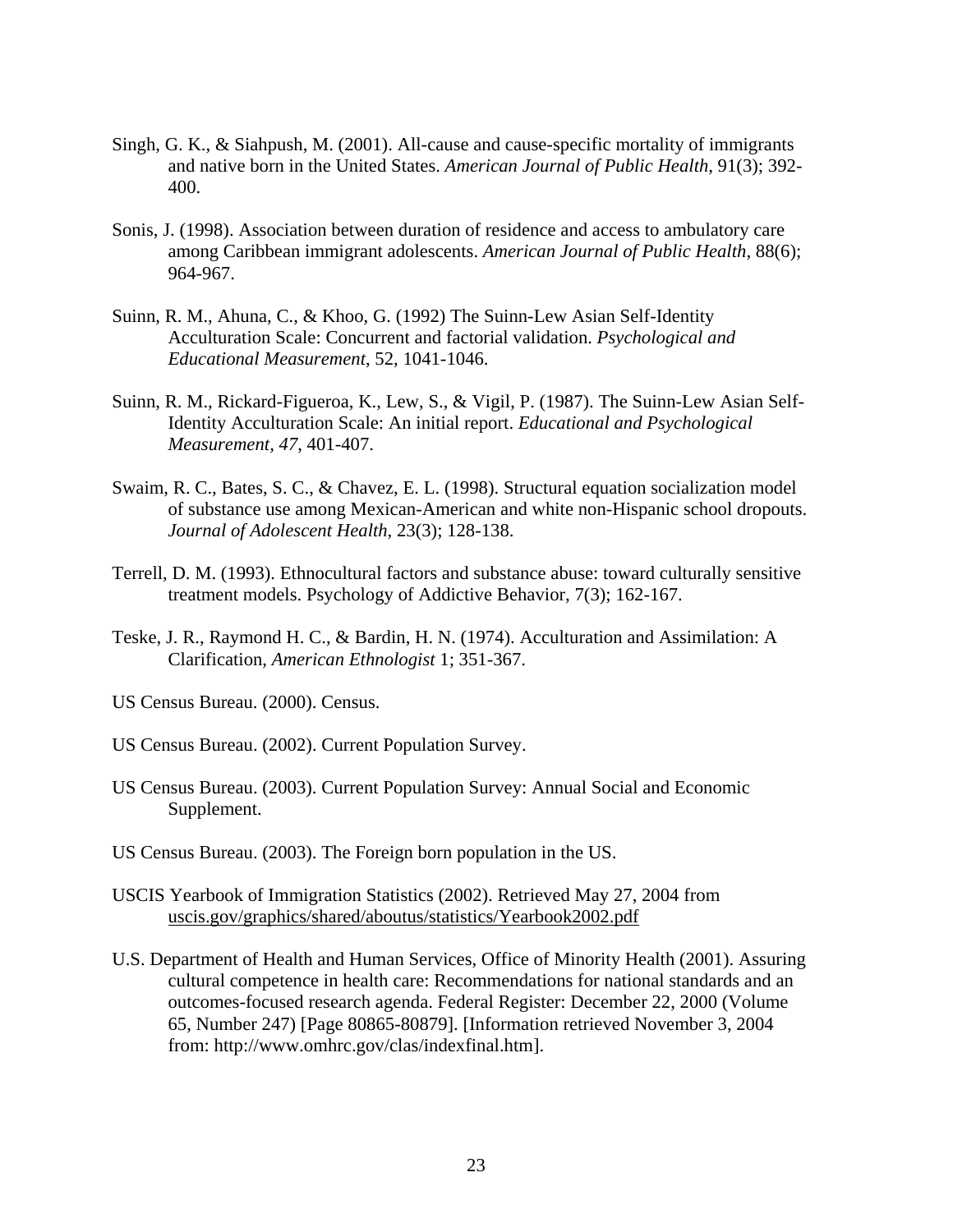Singh, G. K., & Siahpush, M. (2001). All-cause and cause-specific mortality of immigrants and native born in the United States. *American Journal of Public Health*, 91(3); 392-400.

Sonis, J. (1998). Association between duration of residence and access to ambulatory care among Caribbean immigrant adolescents. *American Journal of Public Health*, 88(6); 964-967.

Suinn, R. M., Ahuna, C., & Khoo, G. (1992) The Suinn-Lew Asian Self-Identity Acculturation Scale: Concurrent and factorial validation. *Psychological and Educational Measurement*, 52, 1041-1046.

Suinn, R. M., Rickard-Figueroa, K., Lew, S., & Vigil, P. (1987). The Suinn-Lew Asian Self-Identity Acculturation Scale: An initial report. *Educational and Psychological Measurement, 47*, 401-407.

Swaim, R. C., Bates, S. C., & Chavez, E. L. (1998). Structural equation socialization model of substance use among Mexican-American and white non-Hispanic school dropouts. *Journal of Adolescent Health*, 23(3); 128-138.

Terrell, D. M. (1993). Ethnocultural factors and substance abuse: toward culturally sensitive treatment models. Psychology of Addictive Behavior, 7(3); 162-167.

Teske, J. R., Raymond H. C., & Bardin, H. N. (1974). Acculturation and Assimilation: A Clarification, *American Ethnologist* 1; 351-367.

US Census Bureau. (2000). Census.

US Census Bureau. (2002). Current Population Survey.

US Census Bureau. (2003). Current Population Survey: Annual Social and Economic Supplement.

US Census Bureau. (2003). The Foreign born population in the US.

USCIS Yearbook of Immigration Statistics (2002). Retrieved May 27, 2004 from uscis.gov/graphics/shared/aboutus/statistics/Yearbook2002.pdf

U.S. Department of Health and Human Services, Office of Minority Health (2001). Assuring cultural competence in health care: Recommendations for national standards and an outcomes-focused research agenda. Federal Register: December 22, 2000 (Volume 65, Number 247) [Page 80865-80879]. [Information retrieved November 3, 2004 from: http://www.omhrc.gov/clas/indexfinal.htm].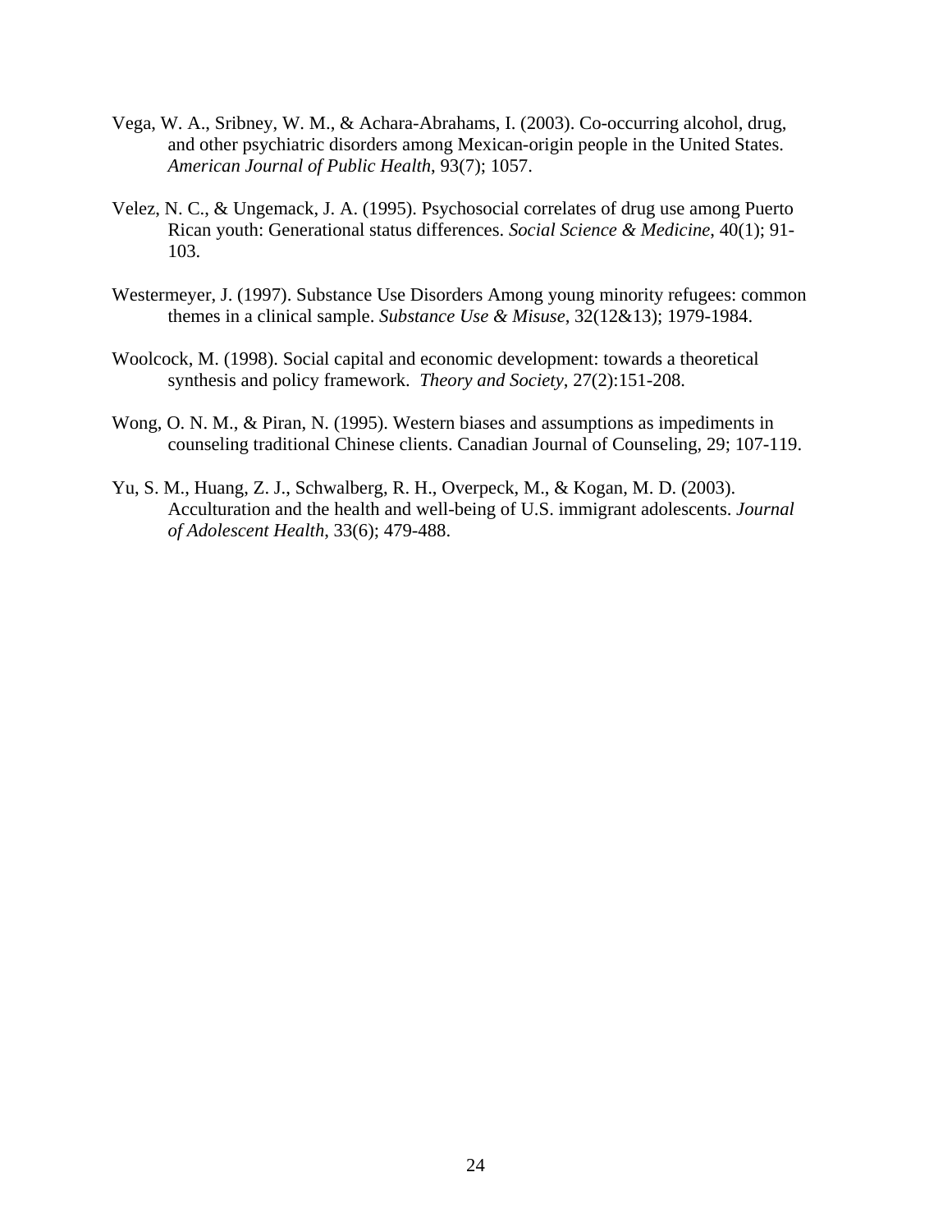Vega, W. A., Sribney, W. M., & Achara-Abrahams, I. (2003). Co-occurring alcohol, drug, and other psychiatric disorders among Mexican-origin people in the United States. *American Journal of Public Health*, 93(7); 1057.

Velez, N. C., & Ungemack, J. A. (1995). Psychosocial correlates of drug use among Puerto Rican youth: Generational status differences. *Social Science & Medicine*, 40(1); 91-103.

Westermeyer, J. (1997). Substance Use Disorders Among young minority refugees: common themes in a clinical sample. *Substance Use & Misuse*, 32(12&13); 1979-1984.

Woolcock, M. (1998). Social capital and economic development: towards a theoretical synthesis and policy framework. *Theory and Society*, 27(2):151-208.

Wong, O. N. M., & Piran, N. (1995). Western biases and assumptions as impediments in counseling traditional Chinese clients. Canadian Journal of Counseling, 29; 107-119.

Yu, S. M., Huang, Z. J., Schwalberg, R. H., Overpeck, M., & Kogan, M. D. (2003). Acculturation and the health and well-being of U.S. immigrant adolescents. *Journal of Adolescent Health*, 33(6); 479-488.